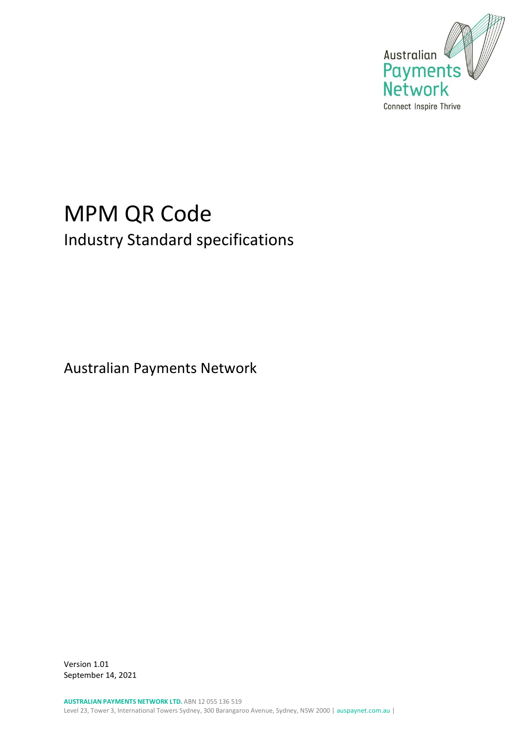Australian Payments Network

Connect Inspire Thrive

# MPM QR Code

## Industry Standard specifications

Australian Payments Network

Version 1.01
September 14, 2021

**AUSTRALIAN PAYMENTS NETWORK LTD.** ABN 12 055 136 519
Level 23, Tower 3, International Towers Sydney, 300 Barangaroo Avenue, Sydney, NSW 2000 | auspaynet.com.au |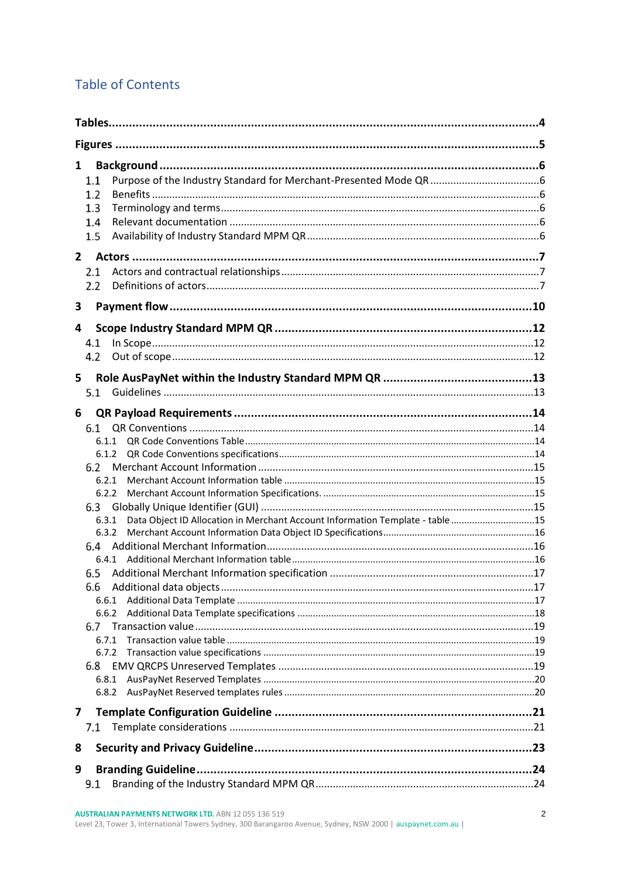# Table of Contents

**Tables** ..... 4

**Figures** ..... 5

**1 Background** ..... 6

- 1.1 Purpose of the Industry Standard for Merchant-Presented Mode QR ..... 6
- 1.2 Benefits ..... 6
- 1.3 Terminology and terms ..... 6
- 1.4 Relevant documentation ..... 6
- 1.5 Availability of Industry Standard MPM QR ..... 6

**2 Actors** ..... 7

- 2.1 Actors and contractual relationships ..... 7
- 2.2 Definitions of actors ..... 7

**3 Payment flow** ..... 10

**4 Scope Industry Standard MPM QR** ..... 12

- 4.1 In Scope ..... 12
- 4.2 Out of scope ..... 12

**5 Role AusPayNet within the Industry Standard MPM QR** ..... 13

- 5.1 Guidelines ..... 13

**6 QR Payload Requirements** ..... 14

- 6.1 QR Conventions ..... 14
  - 6.1.1 QR Code Conventions Table ..... 14
  - 6.1.2 QR Code Conventions specifications ..... 14
- 6.2 Merchant Account Information ..... 15
  - 6.2.1 Merchant Account Information table ..... 15
  - 6.2.2 Merchant Account Information Specifications. ..... 15
- 6.3 Globally Unique Identifier (GUI) ..... 15
  - 6.3.1 Data Object ID Allocation in Merchant Account Information Template - table ..... 15
  - 6.3.2 Merchant Account Information Data Object ID Specifications ..... 16
- 6.4 Additional Merchant Information ..... 16
  - 6.4.1 Additional Merchant Information table ..... 16
- 6.5 Additional Merchant Information specification ..... 17
- 6.6 Additional data objects ..... 17
  - 6.6.1 Additional Data Template ..... 17
  - 6.6.2 Additional Data Template specifications ..... 18
- 6.7 Transaction value ..... 19
  - 6.7.1 Transaction value table ..... 19
  - 6.7.2 Transaction value specifications ..... 19
- 6.8 EMV QRCPS Unreserved Templates ..... 19
  - 6.8.1 AusPayNet Reserved Templates ..... 20
  - 6.8.2 AusPayNet Reserved templates rules ..... 20

**7 Template Configuration Guideline** ..... 21

- 7.1 Template considerations ..... 21

**8 Security and Privacy Guideline** ..... 23

**9 Branding Guideline** ..... 24

- 9.1 Branding of the Industry Standard MPM QR ..... 24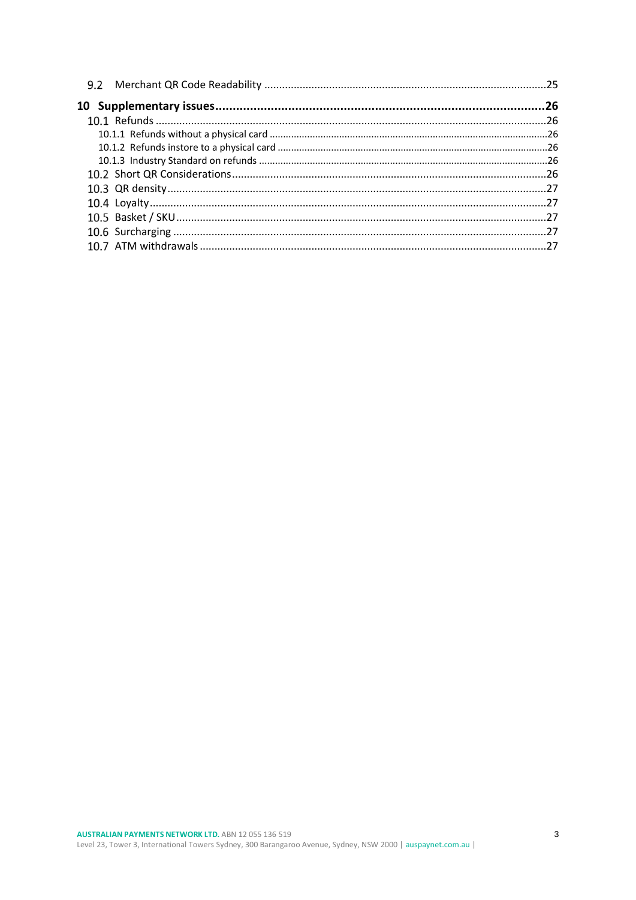9.2 Merchant QR Code Readability ........................................................................................25

**10 Supplementary issues..................................................................................26**

10.1 Refunds ......................................................................................................................26

10.1.1 Refunds without a physical card ...........................................................................26

10.1.2 Refunds instore to a physical card ........................................................................26

10.1.3 Industry Standard on refunds ...............................................................................26

10.2 Short QR Considerations .............................................................................................26

10.3 QR density ...................................................................................................................27

10.4 Loyalty.........................................................................................................................27

10.5 Basket / SKU ...............................................................................................................27

10.6 Surcharging ................................................................................................................27

10.7 ATM withdrawals ........................................................................................................27

**AUSTRALIAN PAYMENTS NETWORK LTD.** ABN 12 055 136 519
Level 23, Tower 3, International Towers Sydney, 300 Barangaroo Avenue, Sydney, NSW 2000 | auspaynet.com.au |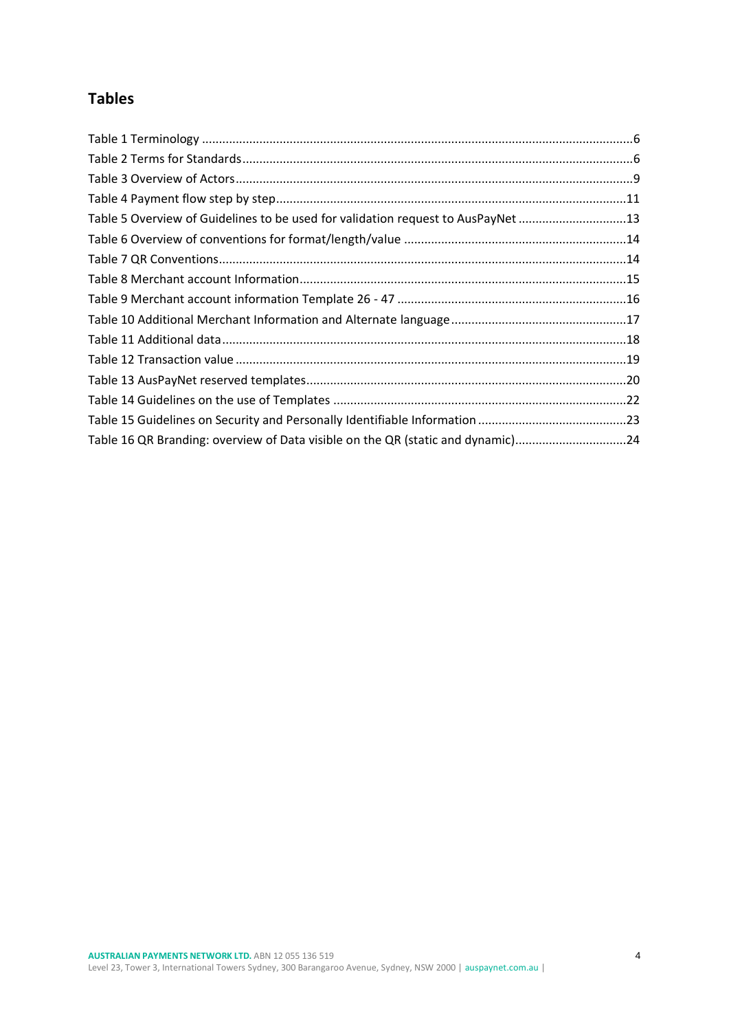## Tables

Table 1 Terminology ....6
Table 2 Terms for Standards....6
Table 3 Overview of Actors....9
Table 4 Payment flow step by step....11
Table 5 Overview of Guidelines to be used for validation request to AusPayNet ....13
Table 6 Overview of conventions for format/length/value ....14
Table 7 QR Conventions....14
Table 8 Merchant account Information....15
Table 9 Merchant account information Template 26 - 47 ....16
Table 10 Additional Merchant Information and Alternate language....17
Table 11 Additional data....18
Table 12 Transaction value ....19
Table 13 AusPayNet reserved templates....20
Table 14 Guidelines on the use of Templates ....22
Table 15 Guidelines on Security and Personally Identifiable Information ....23
Table 16 QR Branding: overview of Data visible on the QR (static and dynamic)....24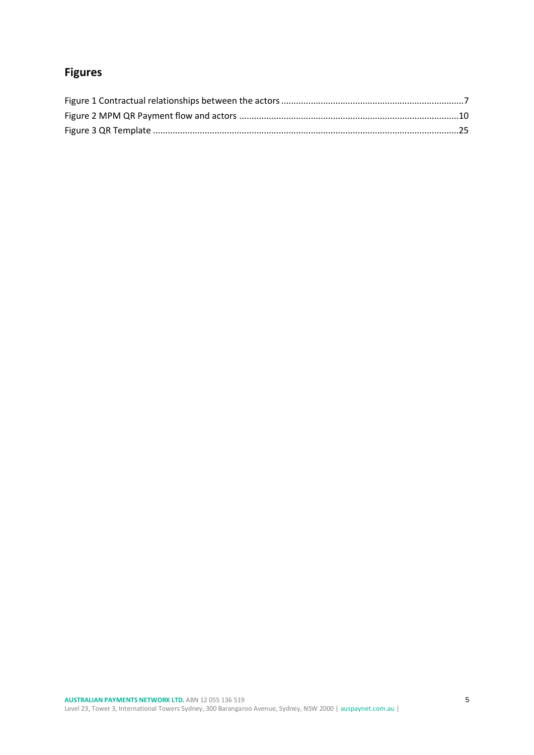## Figures

Figure 1 Contractual relationships between the actors ........................................................................7
Figure 2 MPM QR Payment flow and actors ........................................................................................10
Figure 3 QR Template ..........................................................................................................................25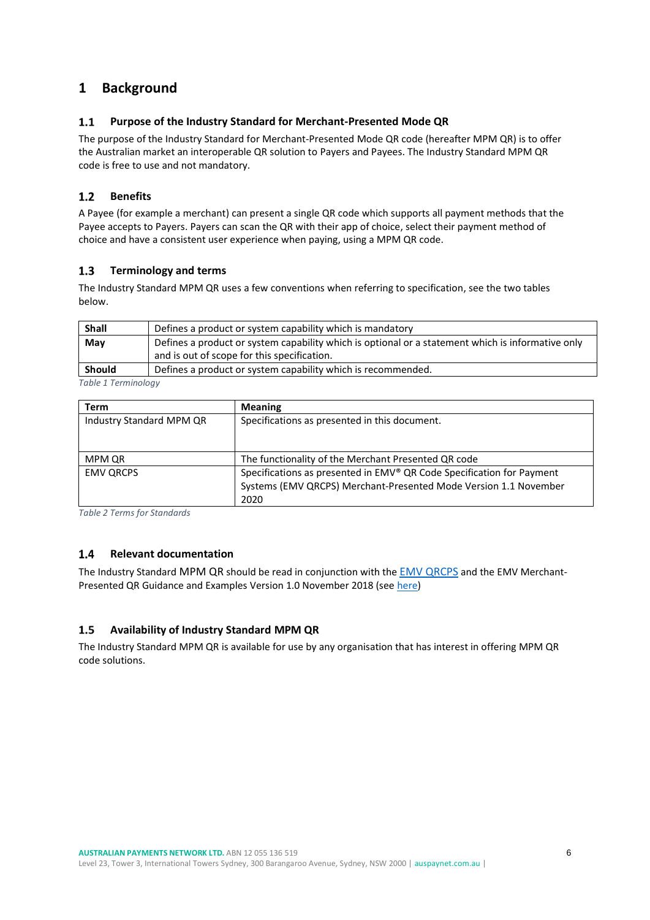# 1 Background

## 1.1 Purpose of the Industry Standard for Merchant-Presented Mode QR

The purpose of the Industry Standard for Merchant-Presented Mode QR code (hereafter MPM QR) is to offer the Australian market an interoperable QR solution to Payers and Payees. The Industry Standard MPM QR code is free to use and not mandatory.

## 1.2 Benefits

A Payee (for example a merchant) can present a single QR code which supports all payment methods that the Payee accepts to Payers. Payers can scan the QR with their app of choice, select their payment method of choice and have a consistent user experience when paying, using a MPM QR code.

## 1.3 Terminology and terms

The Industry Standard MPM QR uses a few conventions when referring to specification, see the two tables below.

| | |
|---|---|
| **Shall** | Defines a product or system capability which is mandatory |
| **May** | Defines a product or system capability which is optional or a statement which is informative only and is out of scope for this specification. |
| **Should** | Defines a product or system capability which is recommended. |

*Table 1 Terminology*

| Term | Meaning |
|---|---|
| Industry Standard MPM QR | Specifications as presented in this document. |
| MPM QR | The functionality of the Merchant Presented QR code |
| EMV QRCPS | Specifications as presented in EMV® QR Code Specification for Payment Systems (EMV QRCPS) Merchant-Presented Mode Version 1.1 November 2020 |

*Table 2 Terms for Standards*

## 1.4 Relevant documentation

The Industry Standard MPM QR should be read in conjunction with the EMV QRCPS and the EMV Merchant-Presented QR Guidance and Examples Version 1.0 November 2018 (see here)

## 1.5 Availability of Industry Standard MPM QR

The Industry Standard MPM QR is available for use by any organisation that has interest in offering MPM QR code solutions.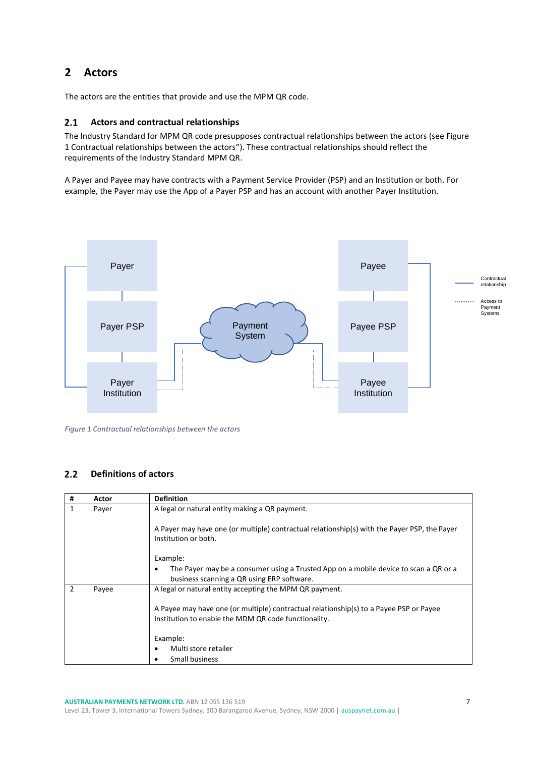## 2 Actors

The actors are the entities that provide and use the MPM QR code.

### 2.1 Actors and contractual relationships

The Industry Standard for MPM QR code presupposes contractual relationships between the actors (see Figure 1 Contractual relationships between the actors"). These contractual relationships should reflect the requirements of the Industry Standard MPM QR.

A Payer and Payee may have contracts with a Payment Service Provider (PSP) and an Institution or both. For example, the Payer may use the App of a Payer PSP and has an account with another Payer Institution.

*Figure 1 Contractual relationships between the actors*

### 2.2 Definitions of actors

| # | Actor | Definition |
|---|---|---|
| 1 | Payer | A legal or natural entity making a QR payment.<br><br>A Payer may have one (or multiple) contractual relationship(s) with the Payer PSP, the Payer Institution or both.<br><br>Example:<br>• The Payer may be a consumer using a Trusted App on a mobile device to scan a QR or a business scanning a QR using ERP software. |
| 2 | Payee | A legal or natural entity accepting the MPM QR payment.<br><br>A Payee may have one (or multiple) contractual relationship(s) to a Payee PSP or Payee Institution to enable the MDM QR code functionality.<br><br>Example:<br>• Multi store retailer<br>• Small business |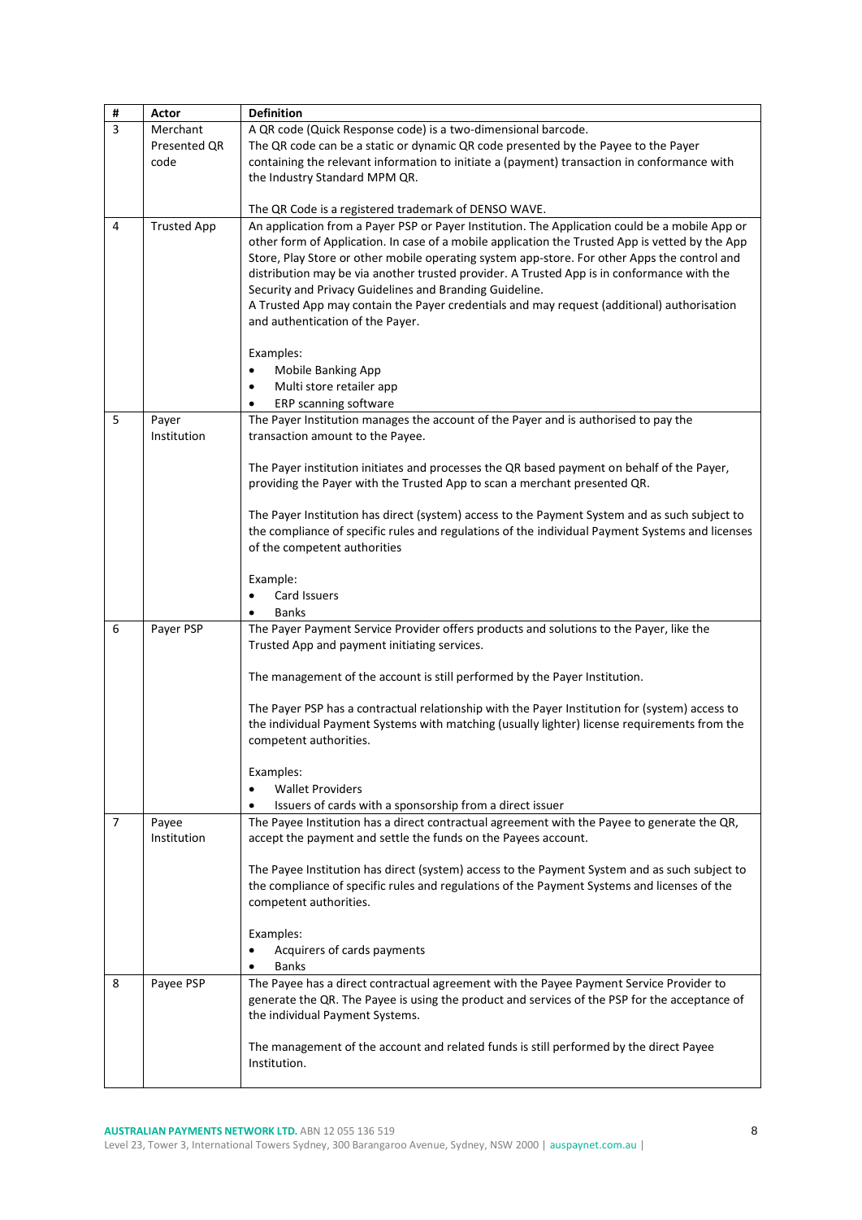| # | Actor | Definition |
|---|---|---|
| 3 | Merchant Presented QR code | A QR code (Quick Response code) is a two-dimensional barcode.<br>The QR code can be a static or dynamic QR code presented by the Payee to the Payer containing the relevant information to initiate a (payment) transaction in conformance with the Industry Standard MPM QR.<br><br>The QR Code is a registered trademark of DENSO WAVE. |
| 4 | Trusted App | An application from a Payer PSP or Payer Institution. The Application could be a mobile App or other form of Application. In case of a mobile application the Trusted App is vetted by the App Store, Play Store or other mobile operating system app-store. For other Apps the control and distribution may be via another trusted provider. A Trusted App is in conformance with the Security and Privacy Guidelines and Branding Guideline.<br>A Trusted App may contain the Payer credentials and may request (additional) authorisation and authentication of the Payer.<br><br>Examples:<br>• Mobile Banking App<br>• Multi store retailer app<br>• ERP scanning software |
| 5 | Payer Institution | The Payer Institution manages the account of the Payer and is authorised to pay the transaction amount to the Payee.<br><br>The Payer institution initiates and processes the QR based payment on behalf of the Payer, providing the Payer with the Trusted App to scan a merchant presented QR.<br><br>The Payer Institution has direct (system) access to the Payment System and as such subject to the compliance of specific rules and regulations of the individual Payment Systems and licenses of the competent authorities<br><br>Example:<br>• Card Issuers<br>• Banks |
| 6 | Payer PSP | The Payer Payment Service Provider offers products and solutions to the Payer, like the Trusted App and payment initiating services.<br><br>The management of the account is still performed by the Payer Institution.<br><br>The Payer PSP has a contractual relationship with the Payer Institution for (system) access to the individual Payment Systems with matching (usually lighter) license requirements from the competent authorities.<br><br>Examples:<br>• Wallet Providers<br>• Issuers of cards with a sponsorship from a direct issuer |
| 7 | Payee Institution | The Payee Institution has a direct contractual agreement with the Payee to generate the QR, accept the payment and settle the funds on the Payees account.<br><br>The Payee Institution has direct (system) access to the Payment System and as such subject to the compliance of specific rules and regulations of the Payment Systems and licenses of the competent authorities.<br><br>Examples:<br>• Acquirers of cards payments<br>• Banks |
| 8 | Payee PSP | The Payee has a direct contractual agreement with the Payee Payment Service Provider to generate the QR. The Payee is using the product and services of the PSP for the acceptance of the individual Payment Systems.<br><br>The management of the account and related funds is still performed by the direct Payee Institution. |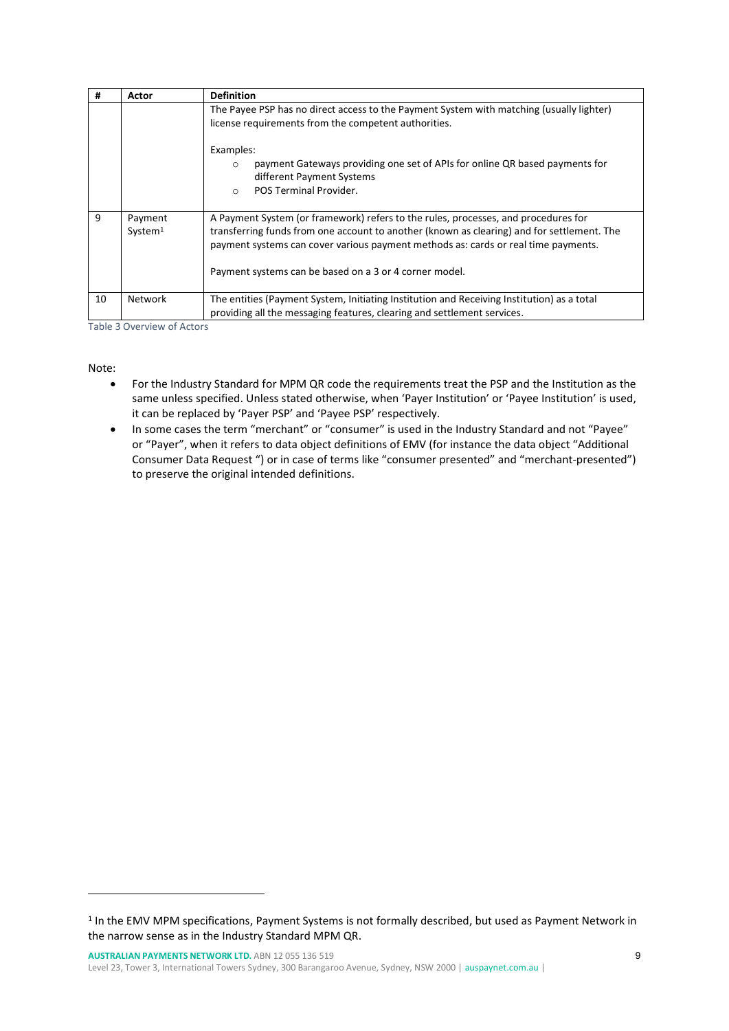| # | Actor | Definition |
|---|---|---|
| | | The Payee PSP has no direct access to the Payment System with matching (usually lighter) license requirements from the competent authorities.<br><br>Examples:<br>○ payment Gateways providing one set of APIs for online QR based payments for different Payment Systems<br>○ POS Terminal Provider. |
| 9 | Payment System[1] | A Payment System (or framework) refers to the rules, processes, and procedures for transferring funds from one account to another (known as clearing) and for settlement. The payment systems can cover various payment methods as: cards or real time payments.<br><br>Payment systems can be based on a 3 or 4 corner model. |
| 10 | Network | The entities (Payment System, Initiating Institution and Receiving Institution) as a total providing all the messaging features, clearing and settlement services. |

Table 3 Overview of Actors

Note:

- For the Industry Standard for MPM QR code the requirements treat the PSP and the Institution as the same unless specified. Unless stated otherwise, when 'Payer Institution' or 'Payee Institution' is used, it can be replaced by 'Payer PSP' and 'Payee PSP' respectively.
- In some cases the term "merchant" or "consumer" is used in the Industry Standard and not "Payee" or "Payer", when it refers to data object definitions of EMV (for instance the data object "Additional Consumer Data Request ") or in case of terms like "consumer presented" and "merchant-presented") to preserve the original intended definitions.

[1] In the EMV MPM specifications, Payment Systems is not formally described, but used as Payment Network in the narrow sense as in the Industry Standard MPM QR.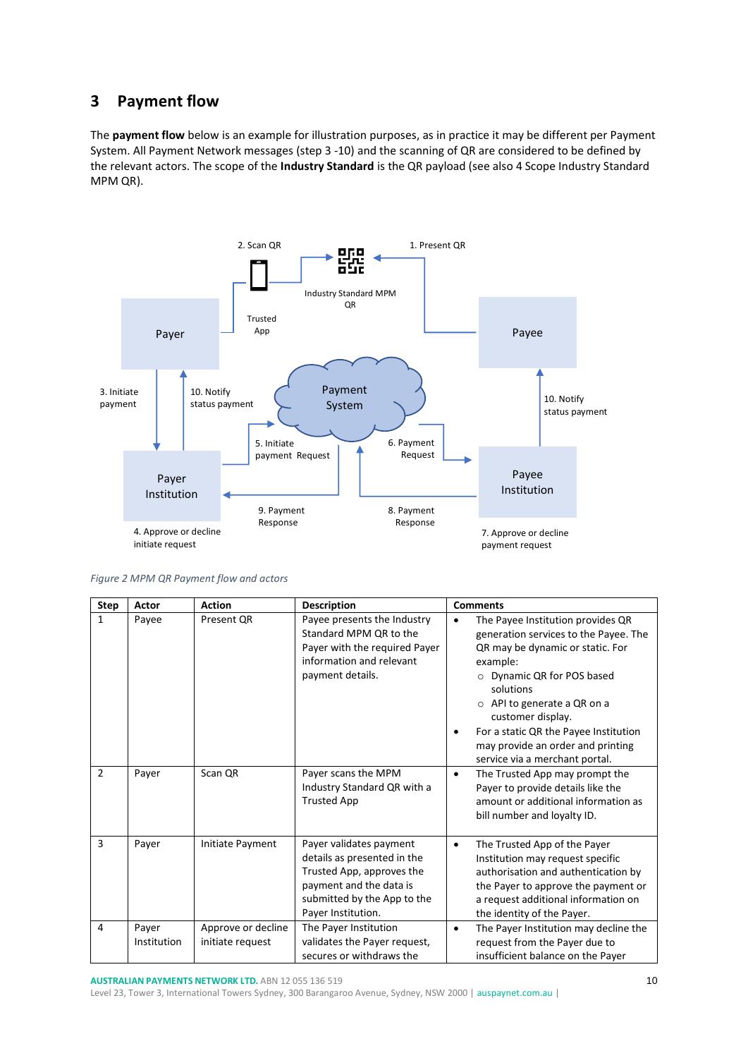# 3 Payment flow

The **payment flow** below is an example for illustration purposes, as in practice it may be different per Payment System. All Payment Network messages (step 3 -10) and the scanning of QR are considered to be defined by the relevant actors. The scope of the **Industry Standard** is the QR payload (see also 4 Scope Industry Standard MPM QR).

*Figure 2 MPM QR Payment flow and actors*

| Step | Actor | Action | Description | Comments |
|---|---|---|---|---|
| 1 | Payee | Present QR | Payee presents the Industry Standard MPM QR to the Payer with the required Payer information and relevant payment details. | • The Payee Institution provides QR generation services to the Payee. The QR may be dynamic or static. For example:<br>  ○ Dynamic QR for POS based solutions<br>  ○ API to generate a QR on a customer display.<br>• For a static QR the Payee Institution may provide an order and printing service via a merchant portal. |
| 2 | Payer | Scan QR | Payer scans the MPM Industry Standard QR with a Trusted App | • The Trusted App may prompt the Payer to provide details like the amount or additional information as bill number and loyalty ID. |
| 3 | Payer | Initiate Payment | Payer validates payment details as presented in the Trusted App, approves the payment and the data is submitted by the App to the Payer Institution. | • The Trusted App of the Payer Institution may request specific authorisation and authentication by the Payer to approve the payment or a request additional information on the identity of the Payer. |
| 4 | Payer Institution | Approve or decline initiate request | The Payer Institution validates the Payer request, secures or withdraws the | • The Payer Institution may decline the request from the Payer due to insufficient balance on the Payer |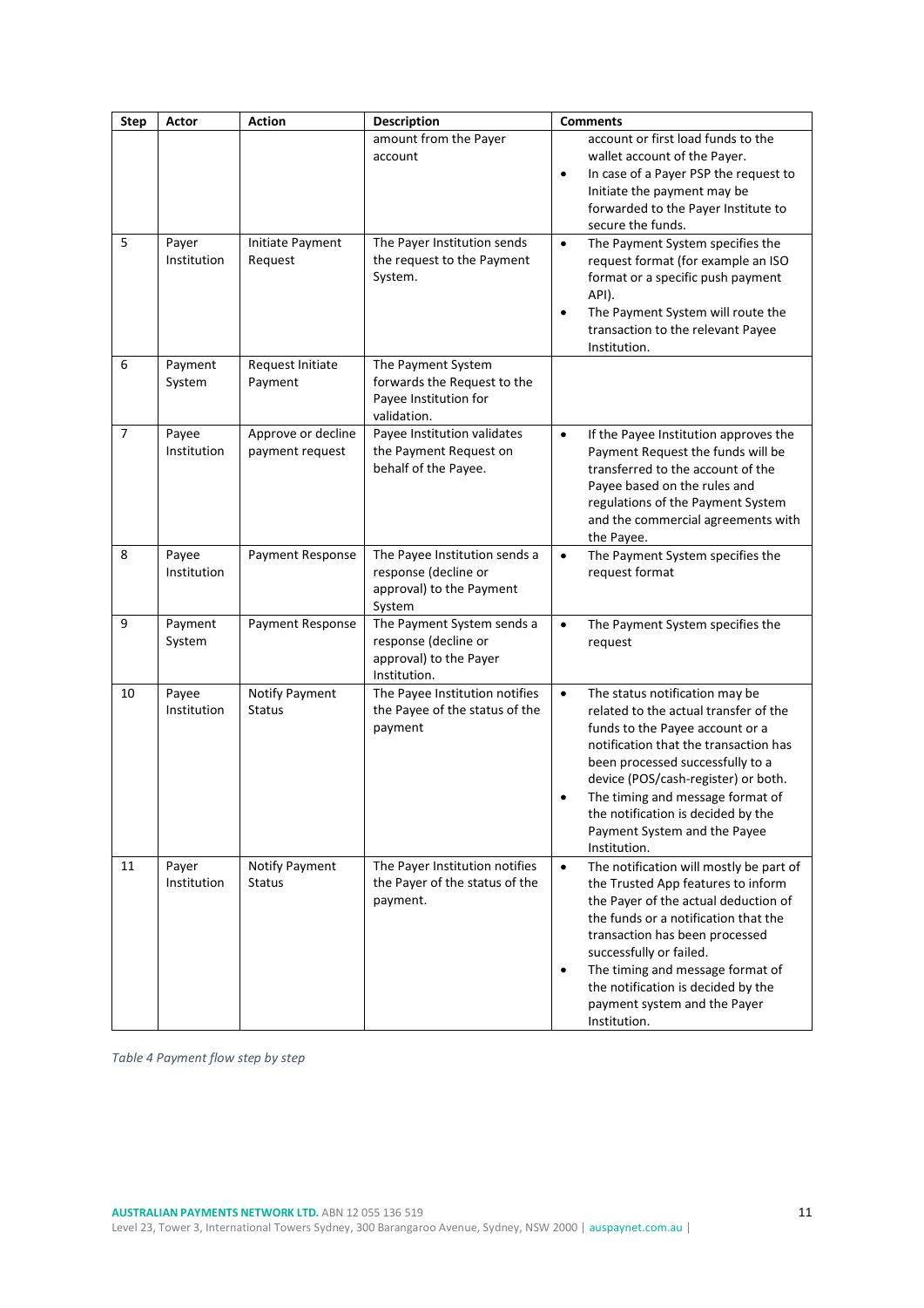| Step | Actor | Action | Description | Comments |
|---|---|---|---|---|
| | | | amount from the Payer account | account or first load funds to the wallet account of the Payer.<br>• In case of a Payer PSP the request to Initiate the payment may be forwarded to the Payer Institute to secure the funds. |
| 5 | Payer Institution | Initiate Payment Request | The Payer Institution sends the request to the Payment System. | • The Payment System specifies the request format (for example an ISO format or a specific push payment API).<br>• The Payment System will route the transaction to the relevant Payee Institution. |
| 6 | Payment System | Request Initiate Payment | The Payment System forwards the Request to the Payee Institution for validation. | |
| 7 | Payee Institution | Approve or decline payment request | Payee Institution validates the Payment Request on behalf of the Payee. | • If the Payee Institution approves the Payment Request the funds will be transferred to the account of the Payee based on the rules and regulations of the Payment System and the commercial agreements with the Payee. |
| 8 | Payee Institution | Payment Response | The Payee Institution sends a response (decline or approval) to the Payment System | • The Payment System specifies the request format |
| 9 | Payment System | Payment Response | The Payment System sends a response (decline or approval) to the Payer Institution. | • The Payment System specifies the request |
| 10 | Payee Institution | Notify Payment Status | The Payee Institution notifies the Payee of the status of the payment | • The status notification may be related to the actual transfer of the funds to the Payee account or a notification that the transaction has been processed successfully to a device (POS/cash-register) or both.<br>• The timing and message format of the notification is decided by the Payment System and the Payee Institution. |
| 11 | Payer Institution | Notify Payment Status | The Payer Institution notifies the Payer of the status of the payment. | • The notification will mostly be part of the Trusted App features to inform the Payer of the actual deduction of the funds or a notification that the transaction has been processed successfully or failed.<br>• The timing and message format of the notification is decided by the payment system and the Payer Institution. |

*Table 4 Payment flow step by step*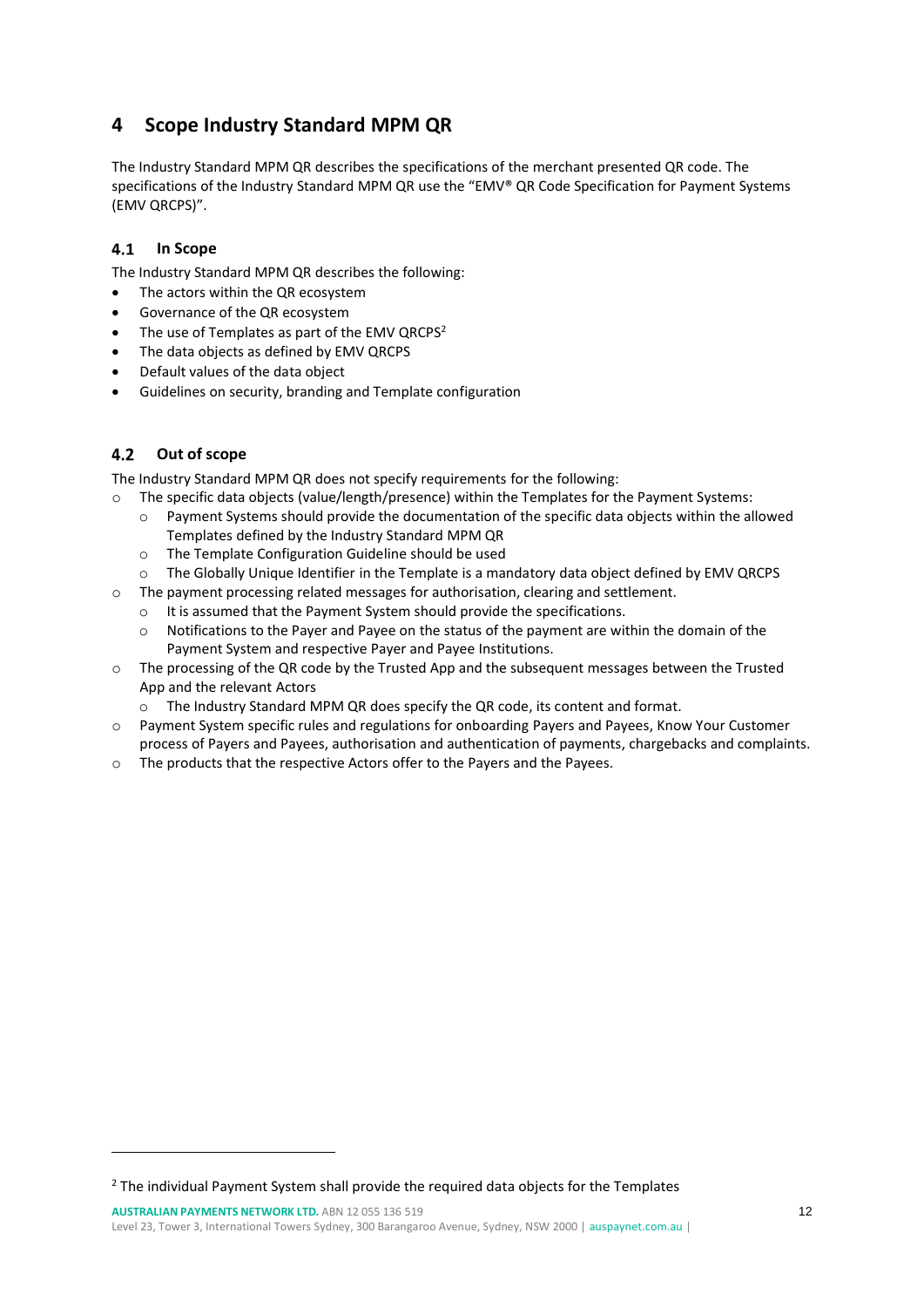# 4 Scope Industry Standard MPM QR

The Industry Standard MPM QR describes the specifications of the merchant presented QR code. The specifications of the Industry Standard MPM QR use the "EMV® QR Code Specification for Payment Systems (EMV QRCPS)".

## 4.1 In Scope

The Industry Standard MPM QR describes the following:

- The actors within the QR ecosystem
- Governance of the QR ecosystem
- The use of Templates as part of the EMV QRCPS[2]
- The data objects as defined by EMV QRCPS
- Default values of the data object
- Guidelines on security, branding and Template configuration

## 4.2 Out of scope

The Industry Standard MPM QR does not specify requirements for the following:

- The specific data objects (value/length/presence) within the Templates for the Payment Systems:
  - Payment Systems should provide the documentation of the specific data objects within the allowed Templates defined by the Industry Standard MPM QR
  - The Template Configuration Guideline should be used
  - The Globally Unique Identifier in the Template is a mandatory data object defined by EMV QRCPS
- The payment processing related messages for authorisation, clearing and settlement.
  - It is assumed that the Payment System should provide the specifications.
  - Notifications to the Payer and Payee on the status of the payment are within the domain of the Payment System and respective Payer and Payee Institutions.
- The processing of the QR code by the Trusted App and the subsequent messages between the Trusted App and the relevant Actors
  - The Industry Standard MPM QR does specify the QR code, its content and format.
- Payment System specific rules and regulations for onboarding Payers and Payees, Know Your Customer process of Payers and Payees, authorisation and authentication of payments, chargebacks and complaints.
- The products that the respective Actors offer to the Payers and the Payees.

[2] The individual Payment System shall provide the required data objects for the Templates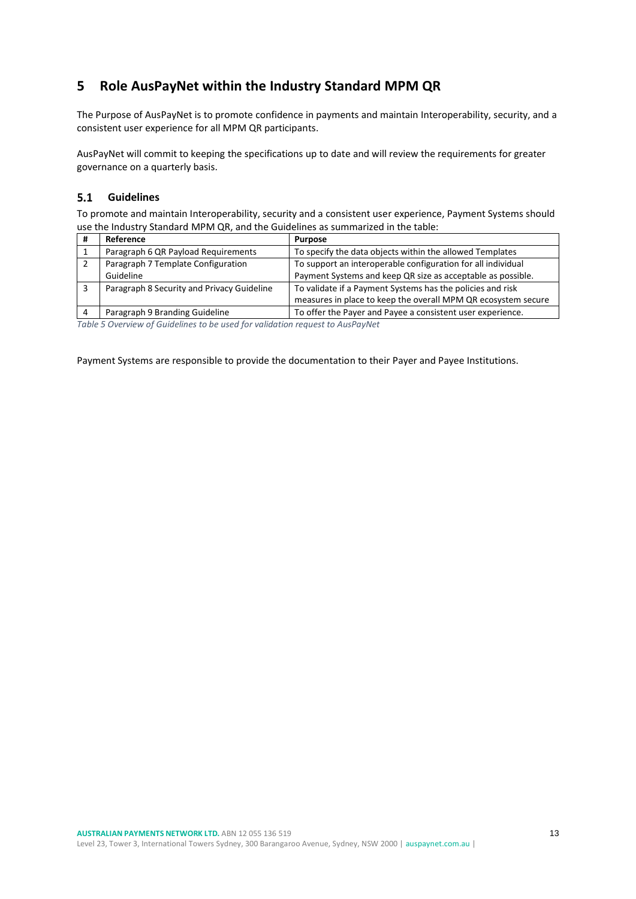# 5 Role AusPayNet within the Industry Standard MPM QR

The Purpose of AusPayNet is to promote confidence in payments and maintain Interoperability, security, and a consistent user experience for all MPM QR participants.

AusPayNet will commit to keeping the specifications up to date and will review the requirements for greater governance on a quarterly basis.

## 5.1 Guidelines

To promote and maintain Interoperability, security and a consistent user experience, Payment Systems should use the Industry Standard MPM QR, and the Guidelines as summarized in the table:

| # | Reference | Purpose |
|---|---|---|
| 1 | Paragraph 6 QR Payload Requirements | To specify the data objects within the allowed Templates |
| 2 | Paragraph 7 Template Configuration Guideline | To support an interoperable configuration for all individual Payment Systems and keep QR size as acceptable as possible. |
| 3 | Paragraph 8 Security and Privacy Guideline | To validate if a Payment Systems has the policies and risk measures in place to keep the overall MPM QR ecosystem secure |
| 4 | Paragraph 9 Branding Guideline | To offer the Payer and Payee a consistent user experience. |

*Table 5 Overview of Guidelines to be used for validation request to AusPayNet*

Payment Systems are responsible to provide the documentation to their Payer and Payee Institutions.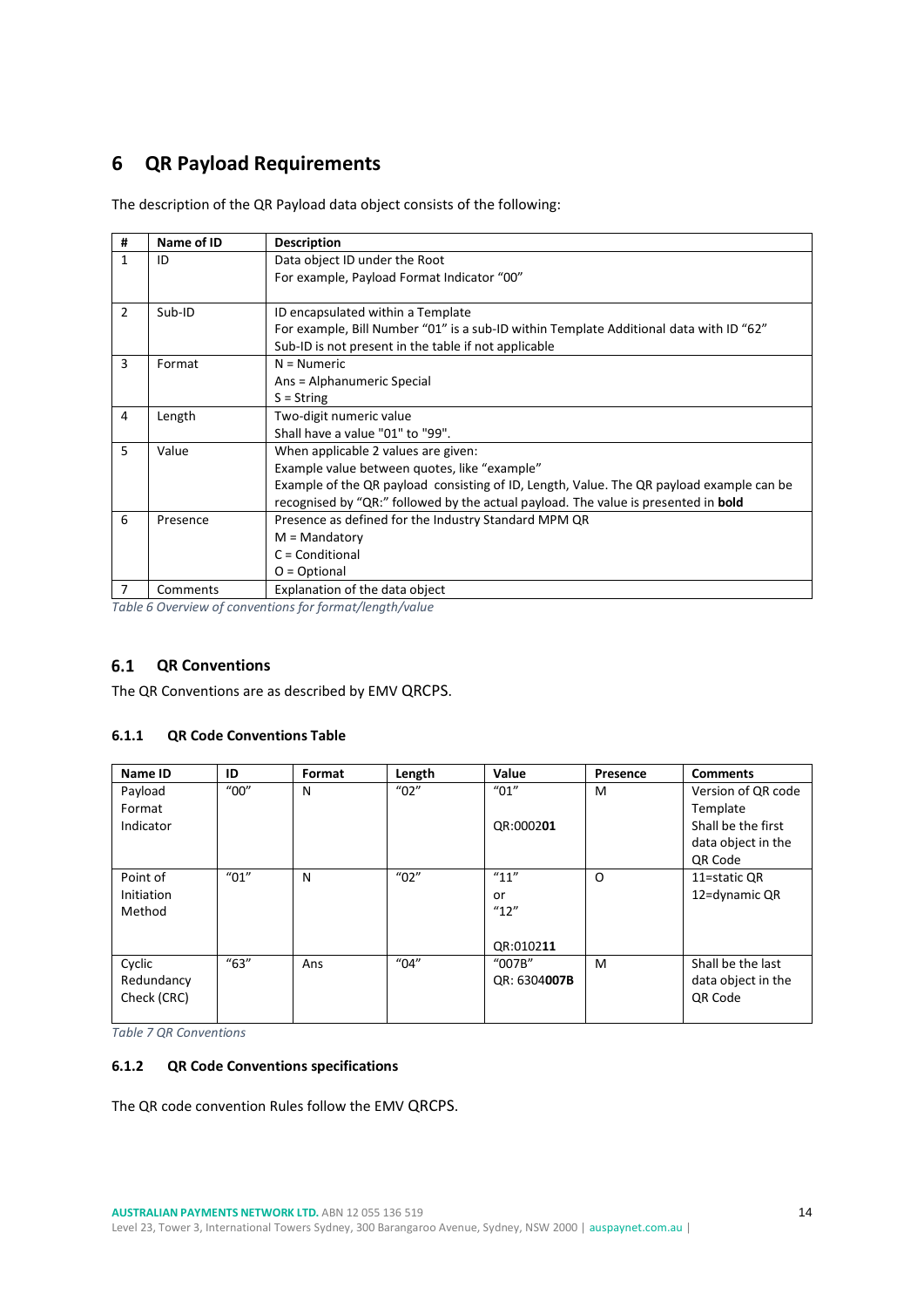# 6 QR Payload Requirements

The description of the QR Payload data object consists of the following:

| # | Name of ID | Description |
|---|---|---|
| 1 | ID | Data object ID under the Root<br>For example, Payload Format Indicator "00" |
| 2 | Sub-ID | ID encapsulated within a Template<br>For example, Bill Number "01" is a sub-ID within Template Additional data with ID "62"<br>Sub-ID is not present in the table if not applicable |
| 3 | Format | N = Numeric<br>Ans = Alphanumeric Special<br>S = String |
| 4 | Length | Two-digit numeric value<br>Shall have a value "01" to "99". |
| 5 | Value | When applicable 2 values are given:<br>Example value between quotes, like "example"<br>Example of the QR payload consisting of ID, Length, Value. The QR payload example can be recognised by "QR:" followed by the actual payload. The value is presented in **bold** |
| 6 | Presence | Presence as defined for the Industry Standard MPM QR<br>M = Mandatory<br>C = Conditional<br>O = Optional |
| 7 | Comments | Explanation of the data object |

*Table 6 Overview of conventions for format/length/value*

## 6.1 QR Conventions

The QR Conventions are as described by EMV QRCPS.

### 6.1.1 QR Code Conventions Table

| Name ID | ID | Format | Length | Value | Presence | Comments |
|---|---|---|---|---|---|---|
| Payload Format Indicator | "00" | N | "02" | "01"<br><br>QR:0002**01** | M | Version of QR code Template<br>Shall be the first data object in the QR Code |
| Point of Initiation Method | "01" | N | "02" | "11"<br>or<br>"12"<br><br>QR:0102**11** | O | 11=static QR<br>12=dynamic QR |
| Cyclic Redundancy Check (CRC) | "63" | Ans | "04" | "007B"<br>QR: 6304**007B** | M | Shall be the last data object in the QR Code |

*Table 7 QR Conventions*

### 6.1.2 QR Code Conventions specifications

The QR code convention Rules follow the EMV QRCPS.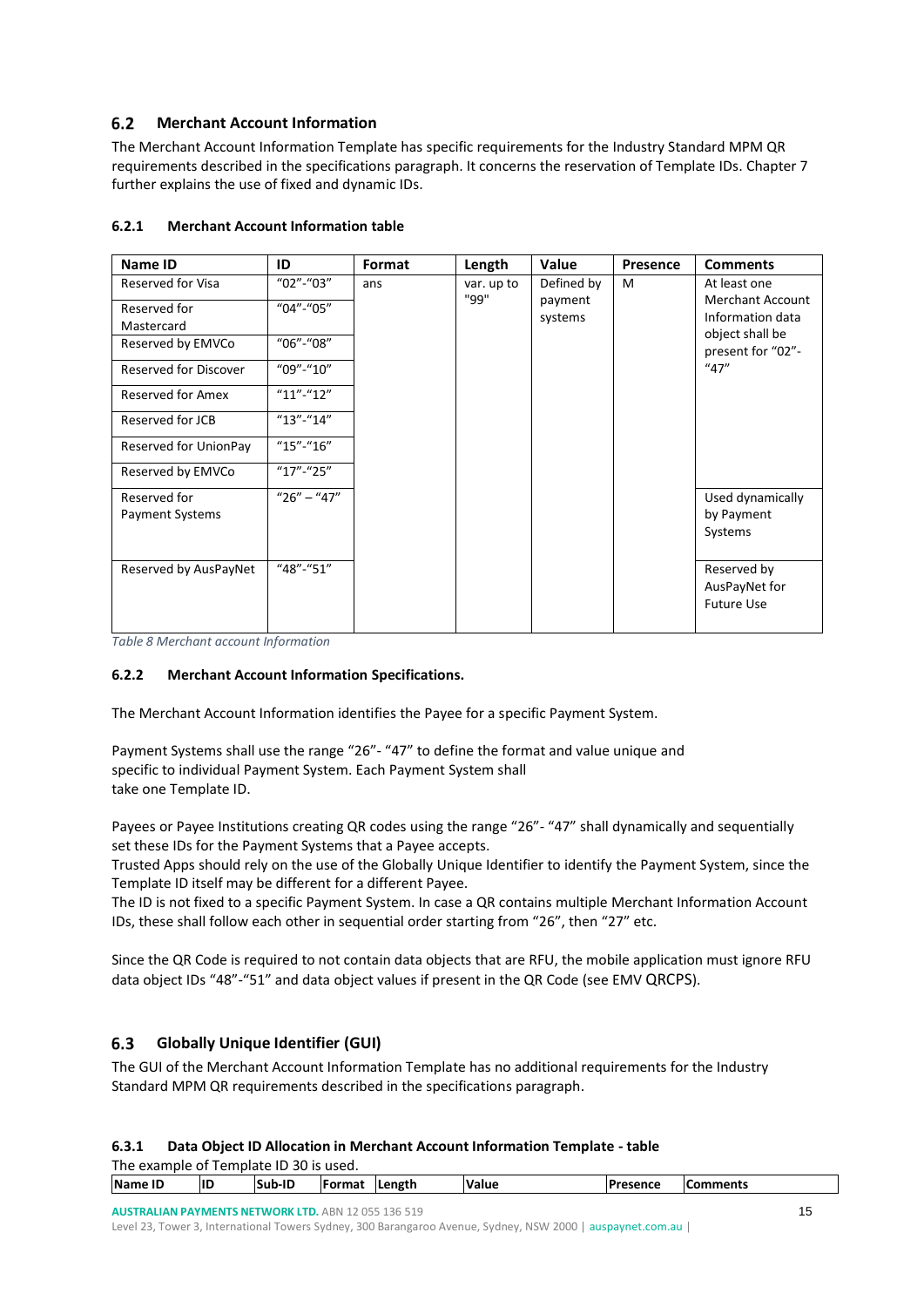## 6.2 Merchant Account Information

The Merchant Account Information Template has specific requirements for the Industry Standard MPM QR requirements described in the specifications paragraph. It concerns the reservation of Template IDs. Chapter 7 further explains the use of fixed and dynamic IDs.

### 6.2.1 Merchant Account Information table

| Name ID | ID | Format | Length | Value | Presence | Comments |
|---|---|---|---|---|---|---|
| Reserved for Visa | "02"-"03" | ans | var. up to "99" | Defined by payment systems | M | At least one Merchant Account Information data object shall be present for "02"-"47" |
| Reserved for Mastercard | "04"-"05" | | | | | |
| Reserved by EMVCo | "06"-"08" | | | | | |
| Reserved for Discover | "09"-"10" | | | | | |
| Reserved for Amex | "11"-"12" | | | | | |
| Reserved for JCB | "13"-"14" | | | | | |
| Reserved for UnionPay | "15"-"16" | | | | | |
| Reserved by EMVCo | "17"-"25" | | | | | |
| Reserved for Payment Systems | "26" – "47" | | | | | Used dynamically by Payment Systems |
| Reserved by AusPayNet | "48"-"51" | | | | | Reserved by AusPayNet for Future Use |

*Table 8 Merchant account Information*

### 6.2.2 Merchant Account Information Specifications.

The Merchant Account Information identifies the Payee for a specific Payment System.

Payment Systems shall use the range "26"- "47" to define the format and value unique and specific to individual Payment System. Each Payment System shall take one Template ID.

Payees or Payee Institutions creating QR codes using the range "26"- "47" shall dynamically and sequentially set these IDs for the Payment Systems that a Payee accepts.
Trusted Apps should rely on the use of the Globally Unique Identifier to identify the Payment System, since the Template ID itself may be different for a different Payee.
The ID is not fixed to a specific Payment System. In case a QR contains multiple Merchant Information Account IDs, these shall follow each other in sequential order starting from "26", then "27" etc.

Since the QR Code is required to not contain data objects that are RFU, the mobile application must ignore RFU data object IDs "48"-"51" and data object values if present in the QR Code (see EMV QRCPS).

## 6.3 Globally Unique Identifier (GUI)

The GUI of the Merchant Account Information Template has no additional requirements for the Industry Standard MPM QR requirements described in the specifications paragraph.

### 6.3.1 Data Object ID Allocation in Merchant Account Information Template - table

The example of Template ID 30 is used.

| Name ID | ID | Sub-ID | Format | Length | Value | Presence | Comments |
|---|---|---|---|---|---|---|---|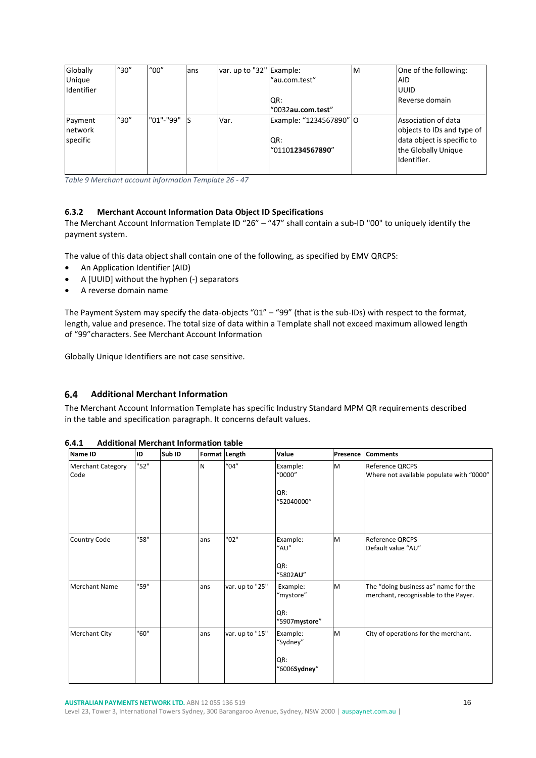| Globally Unique Identifier | "30" | "00" | ans | var. up to "32" | Example: "au.com.test"<br><br>QR: "0032**au.com.test**" | M | One of the following:<br>AID<br>UUID<br>Reverse domain |
|---|---|---|---|---|---|---|---|
| Payment network specific | "30" | "01"-"99" | S | Var. | Example: "1234567890"<br><br>QR: "0110**1234567890**" | O | Association of data objects to IDs and type of data object is specific to the Globally Unique Identifier. |

*Table 9 Merchant account information Template 26 - 47*

### 6.3.2 Merchant Account Information Data Object ID Specifications

The Merchant Account Information Template ID "26" – "47" shall contain a sub-ID "00" to uniquely identify the payment system.

The value of this data object shall contain one of the following, as specified by EMV QRCPS:

- An Application Identifier (AID)
- A [UUID] without the hyphen (-) separators
- A reverse domain name

The Payment System may specify the data-objects "01" – "99" (that is the sub-IDs) with respect to the format, length, value and presence. The total size of data within a Template shall not exceed maximum allowed length of "99" characters. See Merchant Account Information

Globally Unique Identifiers are not case sensitive.

## 6.4 Additional Merchant Information

The Merchant Account Information Template has specific Industry Standard MPM QR requirements described in the table and specification paragraph. It concerns default values.

### 6.4.1 Additional Merchant Information table

| Name ID | ID | Sub ID | Format | Length | Value | Presence | Comments |
|---|---|---|---|---|---|---|---|
| Merchant Category Code | "52" | | N | "04" | Example: "0000"<br><br>QR: "52040000" | M | Reference QRCPS<br>Where not available populate with "0000" |
| Country Code | "58" | | ans | "02" | Example: "AU"<br><br>QR: "5802**AU**" | M | Reference QRCPS<br>Default value "AU" |
| Merchant Name | "59" | | ans | var. up to "25" | Example: "mystore"<br><br>QR: "5907**mystore**" | M | The "doing business as" name for the merchant, recognisable to the Payer. |
| Merchant City | "60" | | ans | var. up to "15" | Example: "Sydney"<br><br>QR: "6006**Sydney**" | M | City of operations for the merchant. |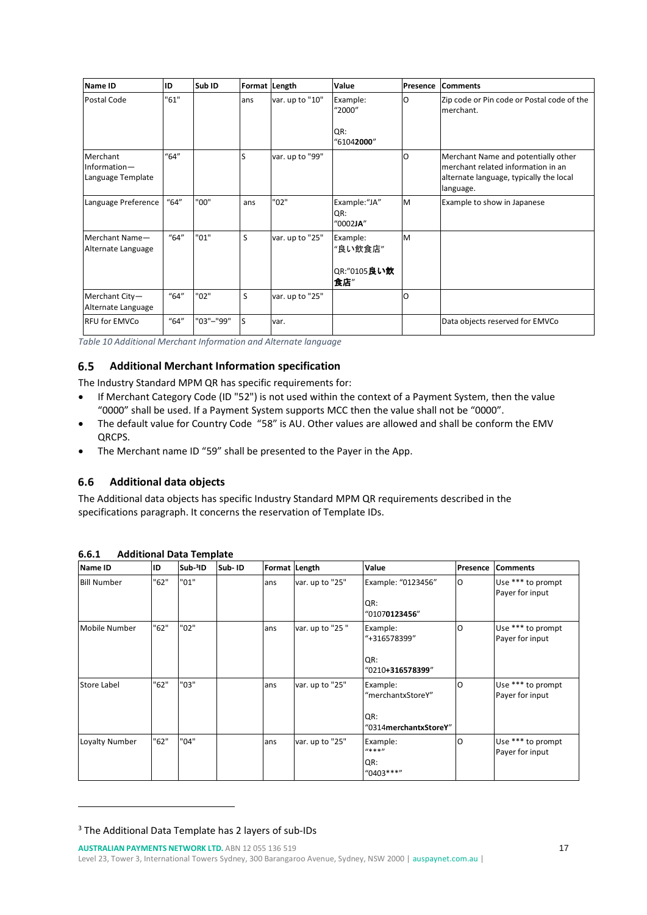| Name ID | ID | Sub ID | Format | Length | Value | Presence | Comments |
|---|---|---|---|---|---|---|---|
| Postal Code | "61" | | ans | var. up to "10" | Example: "2000"<br><br>QR: "6104**2000**" | O | Zip code or Pin code or Postal code of the merchant. |
| Merchant Information—Language Template | "64" | | S | var. up to "99" | | O | Merchant Name and potentially other merchant related information in an alternate language, typically the local language. |
| Language Preference | "64" | "00" | ans | "02" | Example:"JA"<br>QR: "0002**JA**" | M | Example to show in Japanese |
| Merchant Name—Alternate Language | "64" | "01" | S | var. up to "25" | Example: "良い飲食店"<br><br>QR:"0105**良い飲食店**" | M | |
| Merchant City—Alternate Language | "64" | "02" | S | var. up to "25" | | O | |
| RFU for EMVCo | "64" | "03"–"99" | S | var. | | | Data objects reserved for EMVCo |

*Table 10 Additional Merchant Information and Alternate language*

## 6.5 Additional Merchant Information specification

The Industry Standard MPM QR has specific requirements for:

- If Merchant Category Code (ID "52") is not used within the context of a Payment System, then the value "0000" shall be used. If a Payment System supports MCC then the value shall not be "0000".
- The default value for Country Code "58" is AU. Other values are allowed and shall be conform the EMV QRCPS.
- The Merchant name ID "59" shall be presented to the Payer in the App.

## 6.6 Additional data objects

The Additional data objects has specific Industry Standard MPM QR requirements described in the specifications paragraph. It concerns the reservation of Template IDs.

### 6.6.1 Additional Data Template

| Name ID | ID | Sub-[3]ID | Sub- ID | Format | Length | Value | Presence | Comments |
|---|---|---|---|---|---|---|---|---|
| Bill Number | "62" | "01" | | ans | var. up to "25" | Example: "0123456"<br><br>QR: "0107**0123456**" | O | Use *** to prompt Payer for input |
| Mobile Number | "62" | "02" | | ans | var. up to "25 " | Example: "+316578399"<br><br>QR: "0210**+316578399**" | O | Use *** to prompt Payer for input |
| Store Label | "62" | "03" | | ans | var. up to "25" | Example: "merchantxStoreY"<br><br>QR: "0314**merchantxStoreY**" | O | Use *** to prompt Payer for input |
| Loyalty Number | "62" | "04" | | ans | var. up to "25" | Example: "***"<br>QR: "0403***" | O | Use *** to prompt Payer for input |

[3] The Additional Data Template has 2 layers of sub-IDs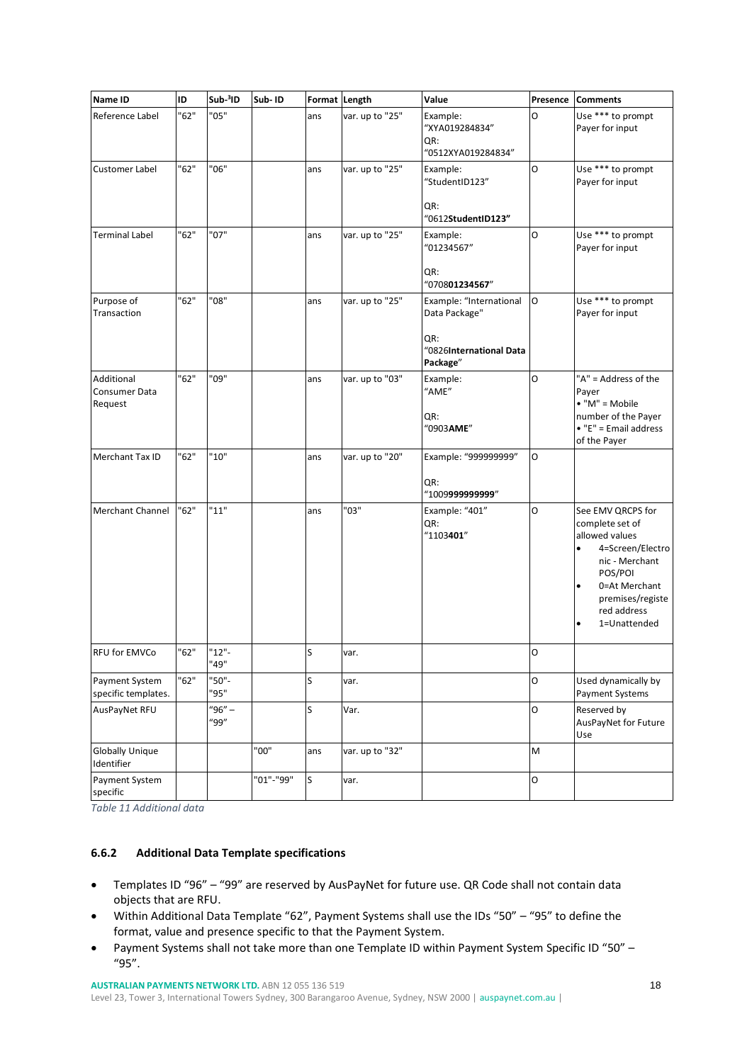| Name ID | ID | Sub-[3]ID | Sub- ID | Format | Length | Value | Presence | Comments |
|---|---|---|---|---|---|---|---|---|
| Reference Label | "62" | "05" | | ans | var. up to "25" | Example: "XYA019284834" QR: "0512XYA019284834" | O | Use *** to prompt Payer for input |
| Customer Label | "62" | "06" | | ans | var. up to "25" | Example: "StudentID123" QR: "0612**StudentID123**" | O | Use *** to prompt Payer for input |
| Terminal Label | "62" | "07" | | ans | var. up to "25" | Example: "01234567" QR: "0708**01234567**" | O | Use *** to prompt Payer for input |
| Purpose of Transaction | "62" | "08" | | ans | var. up to "25" | Example: "International Data Package" QR: "0826**International Data Package**" | O | Use *** to prompt Payer for input |
| Additional Consumer Data Request | "62" | "09" | | ans | var. up to "03" | Example: "AME" QR: "0903**AME**" | O | "A" = Address of the Payer • "M" = Mobile number of the Payer • "E" = Email address of the Payer |
| Merchant Tax ID | "62" | "10" | | ans | var. up to "20" | Example: "999999999" QR: "1009**999999999**" | O | |
| Merchant Channel | "62" | "11" | | ans | "03" | Example: "401" QR: "1103**401**" | O | See EMV QRCPS for complete set of allowed values • 4=Screen/Electronic - Merchant POS/POI • 0=At Merchant premises/registered address • 1=Unattended |
| RFU for EMVCo | "62" | "12"- "49" | | S | var. | | O | |
| Payment System specific templates. | "62" | "50"- "95" | | S | var. | | O | Used dynamically by Payment Systems |
| AusPayNet RFU | | "96" – "99" | | S | Var. | | O | Reserved by AusPayNet for Future Use |
| Globally Unique Identifier | | | "00" | ans | var. up to "32" | | M | |
| Payment System specific | | | "01"-"99" | S | var. | | O | |

*Table 11 Additional data*

### 6.6.2 Additional Data Template specifications

- Templates ID "96" – "99" are reserved by AusPayNet for future use. QR Code shall not contain data objects that are RFU.
- Within Additional Data Template "62", Payment Systems shall use the IDs "50" – "95" to define the format, value and presence specific to that the Payment System.
- Payment Systems shall not take more than one Template ID within Payment System Specific ID "50" – "95".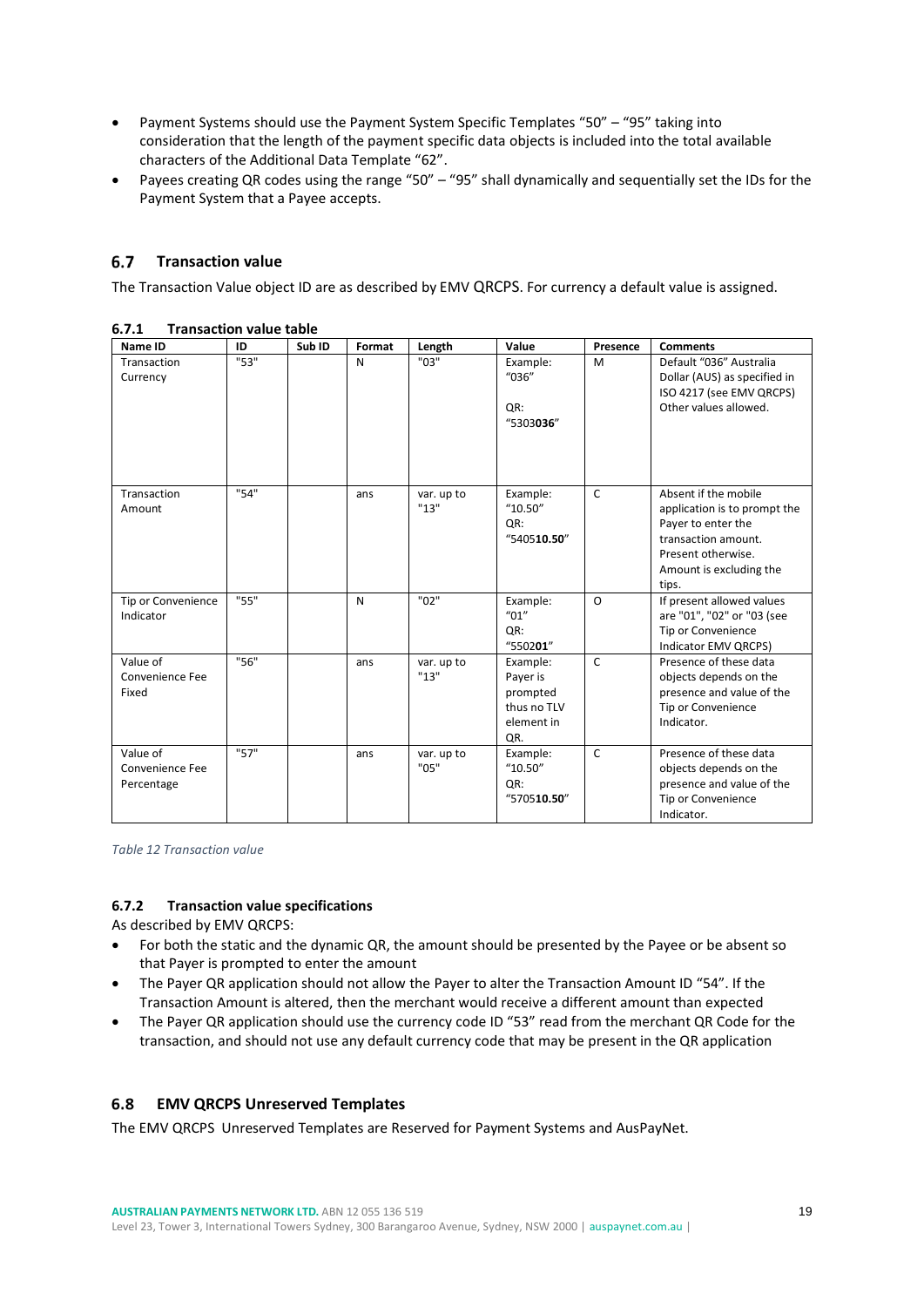- Payment Systems should use the Payment System Specific Templates "50" – "95" taking into consideration that the length of the payment specific data objects is included into the total available characters of the Additional Data Template "62".
- Payees creating QR codes using the range "50" – "95" shall dynamically and sequentially set the IDs for the Payment System that a Payee accepts.

## 6.7 Transaction value

The Transaction Value object ID are as described by EMV QRCPS. For currency a default value is assigned.

### 6.7.1 Transaction value table

| Name ID | ID | Sub ID | Format | Length | Value | Presence | Comments |
|---|---|---|---|---|---|---|---|
| Transaction Currency | "53" | | N | "03" | Example: "036" QR: "5303**036**" | M | Default "036" Australia Dollar (AUS) as specified in ISO 4217 (see EMV QRCPS) Other values allowed. |
| Transaction Amount | "54" | | ans | var. up to "13" | Example: "10.50" QR: "5405**10.50**" | C | Absent if the mobile application is to prompt the Payer to enter the transaction amount. Present otherwise. Amount is excluding the tips. |
| Tip or Convenience Indicator | "55" | | N | "02" | Example: "01" QR: "5502**01**" | O | If present allowed values are "01", "02" or "03 (see Tip or Convenience Indicator EMV QRCPS) |
| Value of Convenience Fee Fixed | "56" | | ans | var. up to "13" | Example: Payer is prompted thus no TLV element in QR. | C | Presence of these data objects depends on the presence and value of the Tip or Convenience Indicator. |
| Value of Convenience Fee Percentage | "57" | | ans | var. up to "05" | Example: "10.50" QR: "5705**10.50**" | C | Presence of these data objects depends on the presence and value of the Tip or Convenience Indicator. |

*Table 12 Transaction value*

### 6.7.2 Transaction value specifications

As described by EMV QRCPS:

- For both the static and the dynamic QR, the amount should be presented by the Payee or be absent so that Payer is prompted to enter the amount
- The Payer QR application should not allow the Payer to alter the Transaction Amount ID "54". If the Transaction Amount is altered, then the merchant would receive a different amount than expected
- The Payer QR application should use the currency code ID "53" read from the merchant QR Code for the transaction, and should not use any default currency code that may be present in the QR application

## 6.8 EMV QRCPS Unreserved Templates

The EMV QRCPS Unreserved Templates are Reserved for Payment Systems and AusPayNet.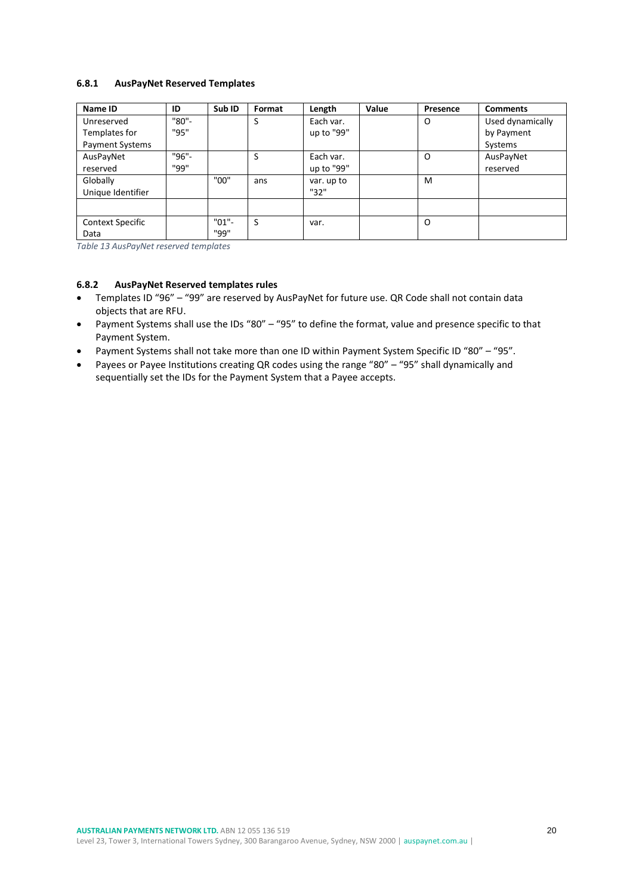### 6.8.1 AusPayNet Reserved Templates

| Name ID | ID | Sub ID | Format | Length | Value | Presence | Comments |
|---|---|---|---|---|---|---|---|
| Unreserved Templates for Payment Systems | "80"- "95" | | S | Each var. up to "99" | | O | Used dynamically by Payment Systems |
| AusPayNet reserved | "96"- "99" | | S | Each var. up to "99" | | O | AusPayNet reserved |
| Globally Unique Identifier | | "00" | ans | var. up to "32" | | M | |
| | | | | | | | |
| Context Specific Data | | "01"- "99" | S | var. | | O | |

*Table 13 AusPayNet reserved templates*

### 6.8.2 AusPayNet Reserved templates rules

- Templates ID "96" – "99" are reserved by AusPayNet for future use. QR Code shall not contain data objects that are RFU.
- Payment Systems shall use the IDs "80" – "95" to define the format, value and presence specific to that Payment System.
- Payment Systems shall not take more than one ID within Payment System Specific ID "80" – "95".
- Payees or Payee Institutions creating QR codes using the range "80" – "95" shall dynamically and sequentially set the IDs for the Payment System that a Payee accepts.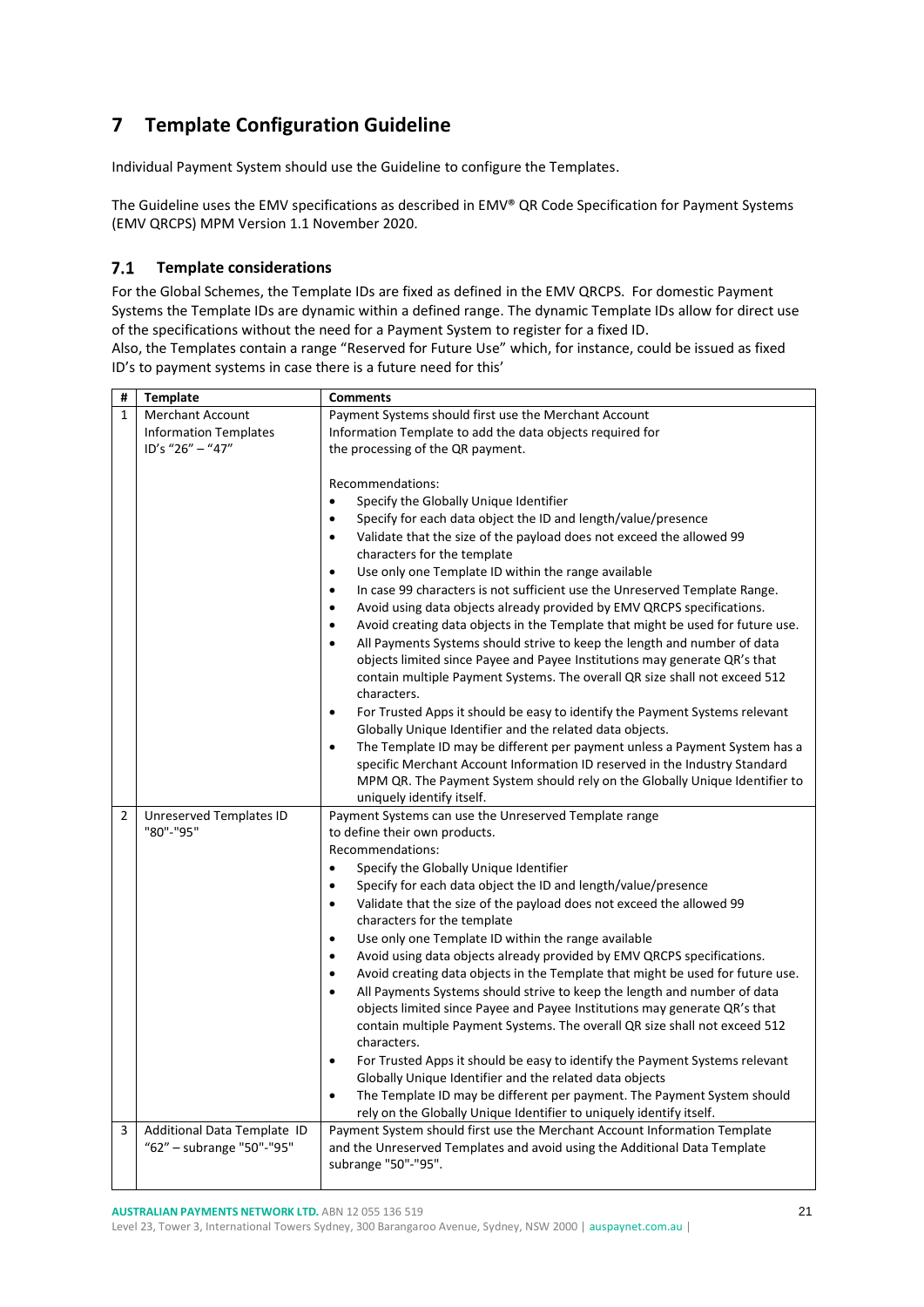# 7 Template Configuration Guideline

Individual Payment System should use the Guideline to configure the Templates.

The Guideline uses the EMV specifications as described in EMV® QR Code Specification for Payment Systems (EMV QRCPS) MPM Version 1.1 November 2020.

## 7.1 Template considerations

For the Global Schemes, the Template IDs are fixed as defined in the EMV QRCPS. For domestic Payment Systems the Template IDs are dynamic within a defined range. The dynamic Template IDs allow for direct use of the specifications without the need for a Payment System to register for a fixed ID.
Also, the Templates contain a range "Reserved for Future Use" which, for instance, could be issued as fixed ID's to payment systems in case there is a future need for this'

| # | Template | Comments |
|---|---|---|
| 1 | Merchant Account Information Templates ID's "26" – "47" | Payment Systems should first use the Merchant Account Information Template to add the data objects required for the processing of the QR payment.<br><br>Recommendations:<br>• Specify the Globally Unique Identifier<br>• Specify for each data object the ID and length/value/presence<br>• Validate that the size of the payload does not exceed the allowed 99 characters for the template<br>• Use only one Template ID within the range available<br>• In case 99 characters is not sufficient use the Unreserved Template Range.<br>• Avoid using data objects already provided by EMV QRCPS specifications.<br>• Avoid creating data objects in the Template that might be used for future use.<br>• All Payments Systems should strive to keep the length and number of data objects limited since Payee and Payee Institutions may generate QR's that contain multiple Payment Systems. The overall QR size shall not exceed 512 characters.<br>• For Trusted Apps it should be easy to identify the Payment Systems relevant Globally Unique Identifier and the related data objects.<br>• The Template ID may be different per payment unless a Payment System has a specific Merchant Account Information ID reserved in the Industry Standard MPM QR. The Payment System should rely on the Globally Unique Identifier to uniquely identify itself. |
| 2 | Unreserved Templates ID "80"-"95" | Payment Systems can use the Unreserved Template range to define their own products.<br>Recommendations:<br>• Specify the Globally Unique Identifier<br>• Specify for each data object the ID and length/value/presence<br>• Validate that the size of the payload does not exceed the allowed 99 characters for the template<br>• Use only one Template ID within the range available<br>• Avoid using data objects already provided by EMV QRCPS specifications.<br>• Avoid creating data objects in the Template that might be used for future use.<br>• All Payments Systems should strive to keep the length and number of data objects limited since Payee and Payee Institutions may generate QR's that contain multiple Payment Systems. The overall QR size shall not exceed 512 characters.<br>• For Trusted Apps it should be easy to identify the Payment Systems relevant Globally Unique Identifier and the related data objects<br>• The Template ID may be different per payment. The Payment System should rely on the Globally Unique Identifier to uniquely identify itself. |
| 3 | Additional Data Template ID "62" – subrange "50"-"95" | Payment System should first use the Merchant Account Information Template and the Unreserved Templates and avoid using the Additional Data Template subrange "50"-"95". |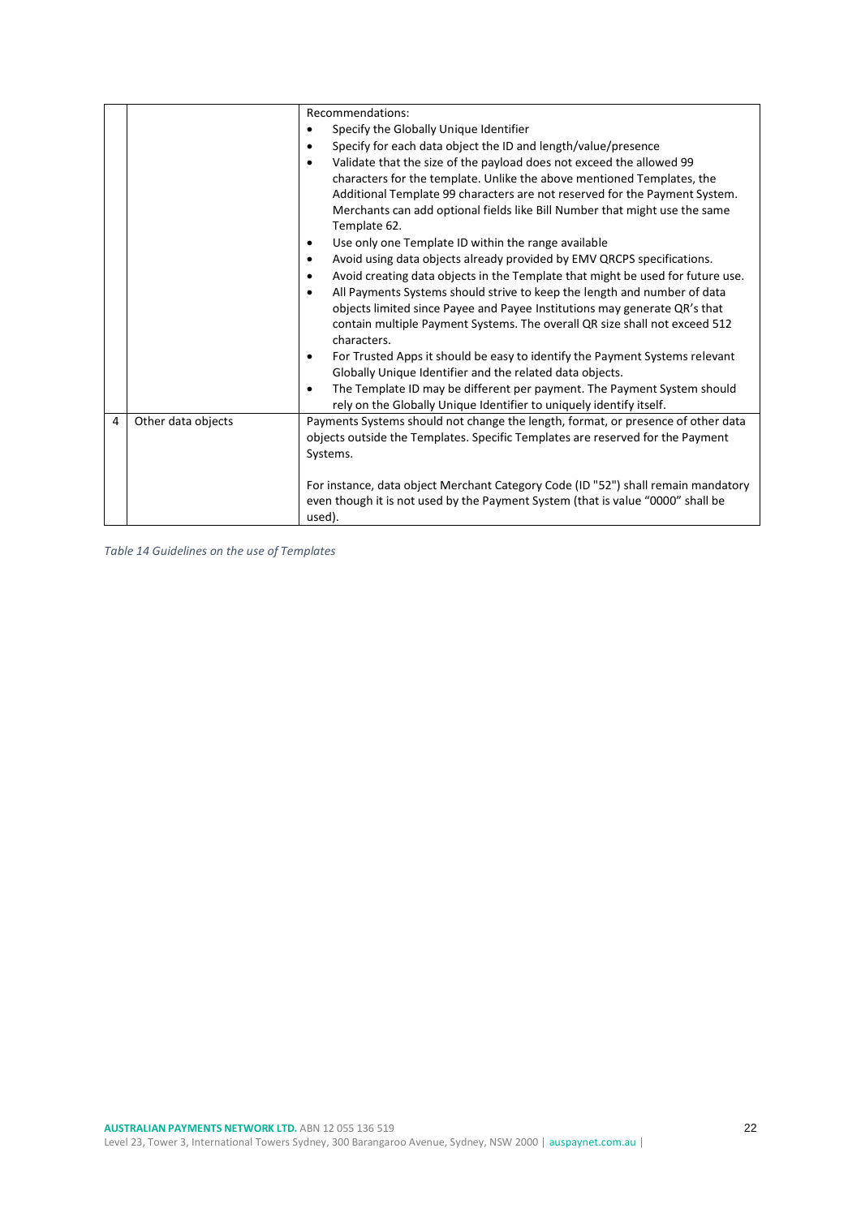| | | |
|---|---|---|
| | | Recommendations:<br>• Specify the Globally Unique Identifier<br>• Specify for each data object the ID and length/value/presence<br>• Validate that the size of the payload does not exceed the allowed 99 characters for the template. Unlike the above mentioned Templates, the Additional Template 99 characters are not reserved for the Payment System. Merchants can add optional fields like Bill Number that might use the same Template 62.<br>• Use only one Template ID within the range available<br>• Avoid using data objects already provided by EMV QRCPS specifications.<br>• Avoid creating data objects in the Template that might be used for future use.<br>• All Payments Systems should strive to keep the length and number of data objects limited since Payee and Payee Institutions may generate QR's that contain multiple Payment Systems. The overall QR size shall not exceed 512 characters.<br>• For Trusted Apps it should be easy to identify the Payment Systems relevant Globally Unique Identifier and the related data objects.<br>• The Template ID may be different per payment. The Payment System should rely on the Globally Unique Identifier to uniquely identify itself. |
| 4 | Other data objects | Payments Systems should not change the length, format, or presence of other data objects outside the Templates. Specific Templates are reserved for the Payment Systems.<br><br>For instance, data object Merchant Category Code (ID "52") shall remain mandatory even though it is not used by the Payment System (that is value "0000" shall be used). |

*Table 14 Guidelines on the use of Templates*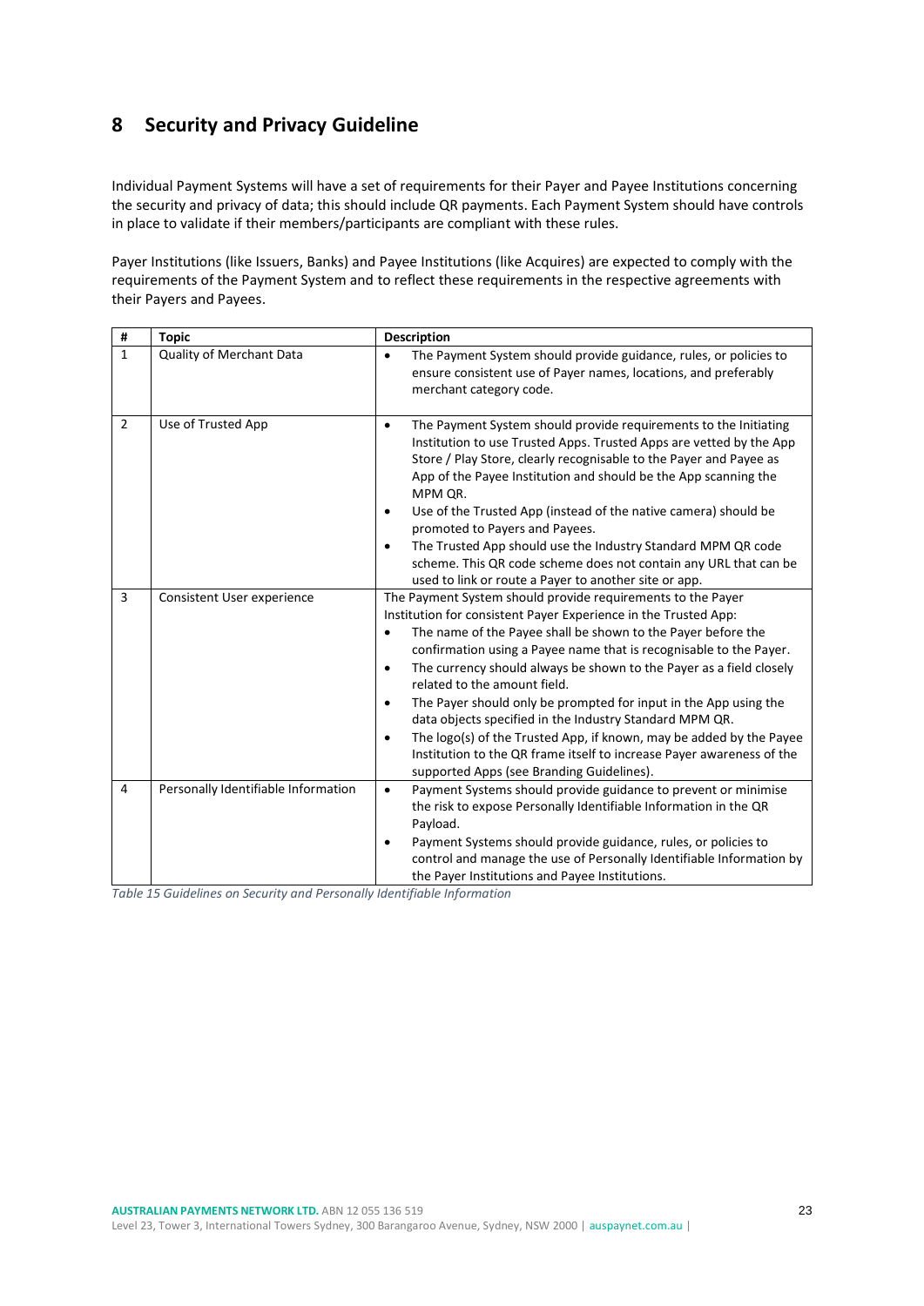# 8 Security and Privacy Guideline

Individual Payment Systems will have a set of requirements for their Payer and Payee Institutions concerning the security and privacy of data; this should include QR payments. Each Payment System should have controls in place to validate if their members/participants are compliant with these rules.

Payer Institutions (like Issuers, Banks) and Payee Institutions (like Acquires) are expected to comply with the requirements of the Payment System and to reflect these requirements in the respective agreements with their Payers and Payees.

| # | Topic | Description |
|---|---|---|
| 1 | Quality of Merchant Data | • The Payment System should provide guidance, rules, or policies to ensure consistent use of Payer names, locations, and preferably merchant category code. |
| 2 | Use of Trusted App | • The Payment System should provide requirements to the Initiating Institution to use Trusted Apps. Trusted Apps are vetted by the App Store / Play Store, clearly recognisable to the Payer and Payee as App of the Payee Institution and should be the App scanning the MPM QR.<br>• Use of the Trusted App (instead of the native camera) should be promoted to Payers and Payees.<br>• The Trusted App should use the Industry Standard MPM QR code scheme. This QR code scheme does not contain any URL that can be used to link or route a Payer to another site or app. |
| 3 | Consistent User experience | The Payment System should provide requirements to the Payer Institution for consistent Payer Experience in the Trusted App:<br>• The name of the Payee shall be shown to the Payer before the confirmation using a Payee name that is recognisable to the Payer.<br>• The currency should always be shown to the Payer as a field closely related to the amount field.<br>• The Payer should only be prompted for input in the App using the data objects specified in the Industry Standard MPM QR.<br>• The logo(s) of the Trusted App, if known, may be added by the Payee Institution to the QR frame itself to increase Payer awareness of the supported Apps (see Branding Guidelines). |
| 4 | Personally Identifiable Information | • Payment Systems should provide guidance to prevent or minimise the risk to expose Personally Identifiable Information in the QR Payload.<br>• Payment Systems should provide guidance, rules, or policies to control and manage the use of Personally Identifiable Information by the Payer Institutions and Payee Institutions. |

*Table 15 Guidelines on Security and Personally Identifiable Information*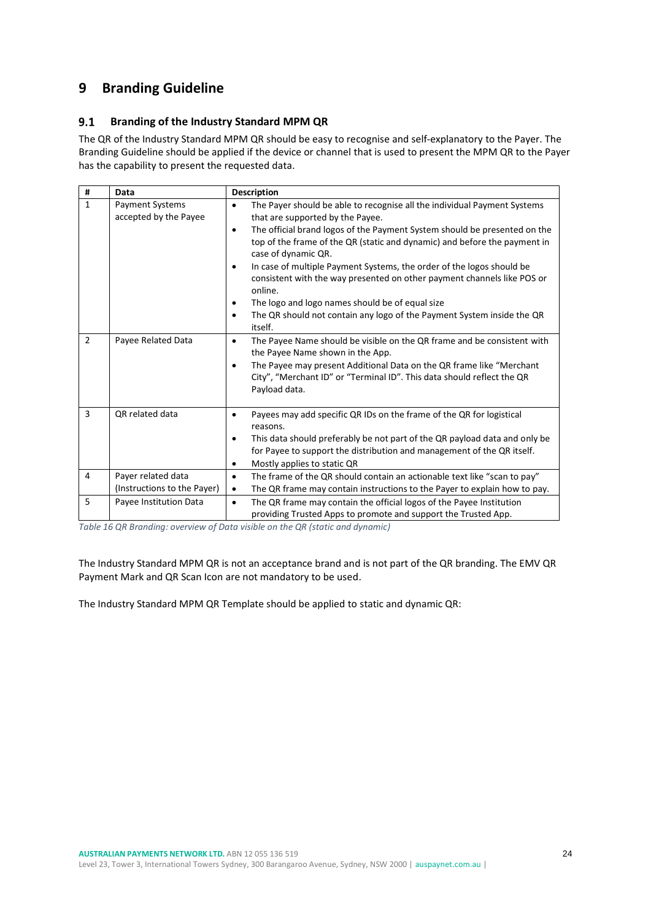# 9 Branding Guideline

## 9.1 Branding of the Industry Standard MPM QR

The QR of the Industry Standard MPM QR should be easy to recognise and self-explanatory to the Payer. The Branding Guideline should be applied if the device or channel that is used to present the MPM QR to the Payer has the capability to present the requested data.

| # | Data | Description |
|---|---|---|
| 1 | Payment Systems accepted by the Payee | • The Payer should be able to recognise all the individual Payment Systems that are supported by the Payee.<br>• The official brand logos of the Payment System should be presented on the top of the frame of the QR (static and dynamic) and before the payment in case of dynamic QR.<br>• In case of multiple Payment Systems, the order of the logos should be consistent with the way presented on other payment channels like POS or online.<br>• The logo and logo names should be of equal size<br>• The QR should not contain any logo of the Payment System inside the QR itself. |
| 2 | Payee Related Data | • The Payee Name should be visible on the QR frame and be consistent with the Payee Name shown in the App.<br>• The Payee may present Additional Data on the QR frame like "Merchant City", "Merchant ID" or "Terminal ID". This data should reflect the QR Payload data. |
| 3 | QR related data | • Payees may add specific QR IDs on the frame of the QR for logistical reasons.<br>• This data should preferably be not part of the QR payload data and only be for Payee to support the distribution and management of the QR itself.<br>• Mostly applies to static QR |
| 4 | Payer related data (Instructions to the Payer) | • The frame of the QR should contain an actionable text like "scan to pay"<br>• The QR frame may contain instructions to the Payer to explain how to pay. |
| 5 | Payee Institution Data | • The QR frame may contain the official logos of the Payee Institution providing Trusted Apps to promote and support the Trusted App. |

*Table 16 QR Branding: overview of Data visible on the QR (static and dynamic)*

The Industry Standard MPM QR is not an acceptance brand and is not part of the QR branding. The EMV QR Payment Mark and QR Scan Icon are not mandatory to be used.

The Industry Standard MPM QR Template should be applied to static and dynamic QR: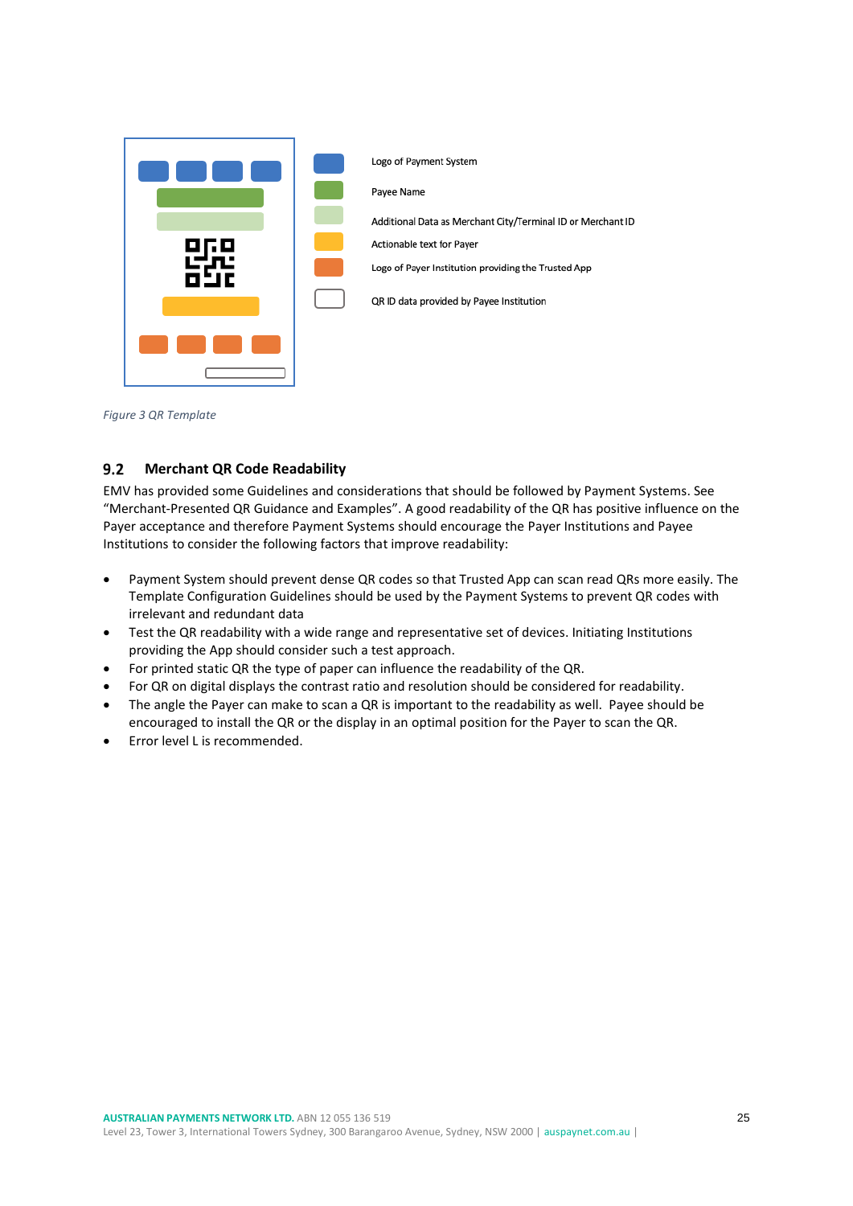Logo of Payment System

Payee Name

Additional Data as Merchant City/Terminal ID or Merchant ID

Actionable text for Payer

Logo of Payer Institution providing the Trusted App

QR ID data provided by Payee Institution

*Figure 3 QR Template*

## 9.2 Merchant QR Code Readability

EMV has provided some Guidelines and considerations that should be followed by Payment Systems. See "Merchant-Presented QR Guidance and Examples". A good readability of the QR has positive influence on the Payer acceptance and therefore Payment Systems should encourage the Payer Institutions and Payee Institutions to consider the following factors that improve readability:

- Payment System should prevent dense QR codes so that Trusted App can scan read QRs more easily. The Template Configuration Guidelines should be used by the Payment Systems to prevent QR codes with irrelevant and redundant data
- Test the QR readability with a wide range and representative set of devices. Initiating Institutions providing the App should consider such a test approach.
- For printed static QR the type of paper can influence the readability of the QR.
- For QR on digital displays the contrast ratio and resolution should be considered for readability.
- The angle the Payer can make to scan a QR is important to the readability as well. Payee should be encouraged to install the QR or the display in an optimal position for the Payer to scan the QR.
- Error level L is recommended.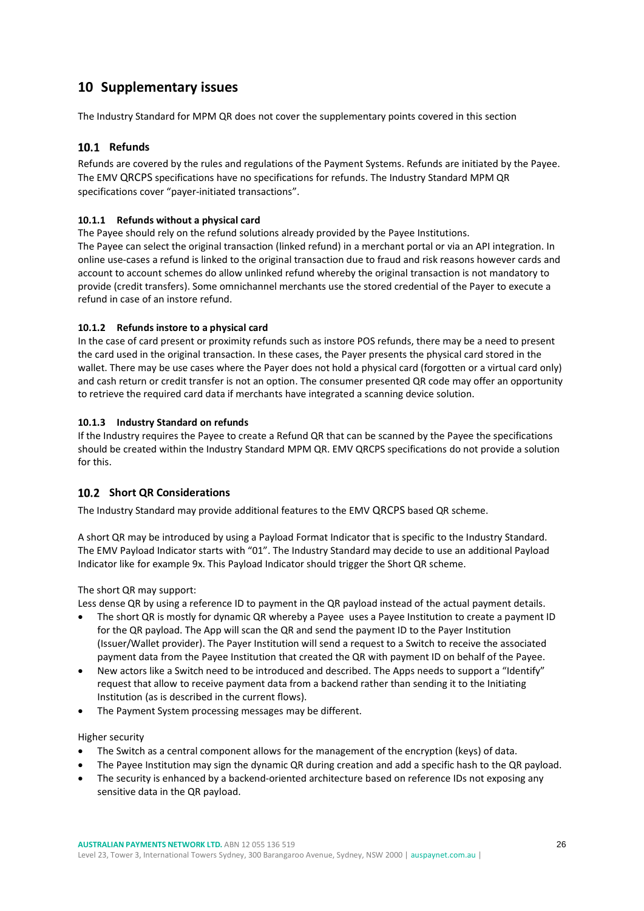# 10 Supplementary issues

The Industry Standard for MPM QR does not cover the supplementary points covered in this section

## 10.1 Refunds

Refunds are covered by the rules and regulations of the Payment Systems. Refunds are initiated by the Payee. The EMV QRCPS specifications have no specifications for refunds. The Industry Standard MPM QR specifications cover "payer-initiated transactions".

### 10.1.1 Refunds without a physical card

The Payee should rely on the refund solutions already provided by the Payee Institutions.
The Payee can select the original transaction (linked refund) in a merchant portal or via an API integration. In online use-cases a refund is linked to the original transaction due to fraud and risk reasons however cards and account to account schemes do allow unlinked refund whereby the original transaction is not mandatory to provide (credit transfers). Some omnichannel merchants use the stored credential of the Payer to execute a refund in case of an instore refund.

### 10.1.2 Refunds instore to a physical card

In the case of card present or proximity refunds such as instore POS refunds, there may be a need to present the card used in the original transaction. In these cases, the Payer presents the physical card stored in the wallet. There may be use cases where the Payer does not hold a physical card (forgotten or a virtual card only) and cash return or credit transfer is not an option. The consumer presented QR code may offer an opportunity to retrieve the required card data if merchants have integrated a scanning device solution.

### 10.1.3 Industry Standard on refunds

If the Industry requires the Payee to create a Refund QR that can be scanned by the Payee the specifications should be created within the Industry Standard MPM QR. EMV QRCPS specifications do not provide a solution for this.

## 10.2 Short QR Considerations

The Industry Standard may provide additional features to the EMV QRCPS based QR scheme.

A short QR may be introduced by using a Payload Format Indicator that is specific to the Industry Standard. The EMV Payload Indicator starts with "01". The Industry Standard may decide to use an additional Payload Indicator like for example 9x. This Payload Indicator should trigger the Short QR scheme.

The short QR may support:
Less dense QR by using a reference ID to payment in the QR payload instead of the actual payment details.

- The short QR is mostly for dynamic QR whereby a Payee uses a Payee Institution to create a payment ID for the QR payload. The App will scan the QR and send the payment ID to the Payer Institution (Issuer/Wallet provider). The Payer Institution will send a request to a Switch to receive the associated payment data from the Payee Institution that created the QR with payment ID on behalf of the Payee.
- New actors like a Switch need to be introduced and described. The Apps needs to support a "Identify" request that allow to receive payment data from a backend rather than sending it to the Initiating Institution (as is described in the current flows).
- The Payment System processing messages may be different.

Higher security

- The Switch as a central component allows for the management of the encryption (keys) of data.
- The Payee Institution may sign the dynamic QR during creation and add a specific hash to the QR payload.
- The security is enhanced by a backend-oriented architecture based on reference IDs not exposing any sensitive data in the QR payload.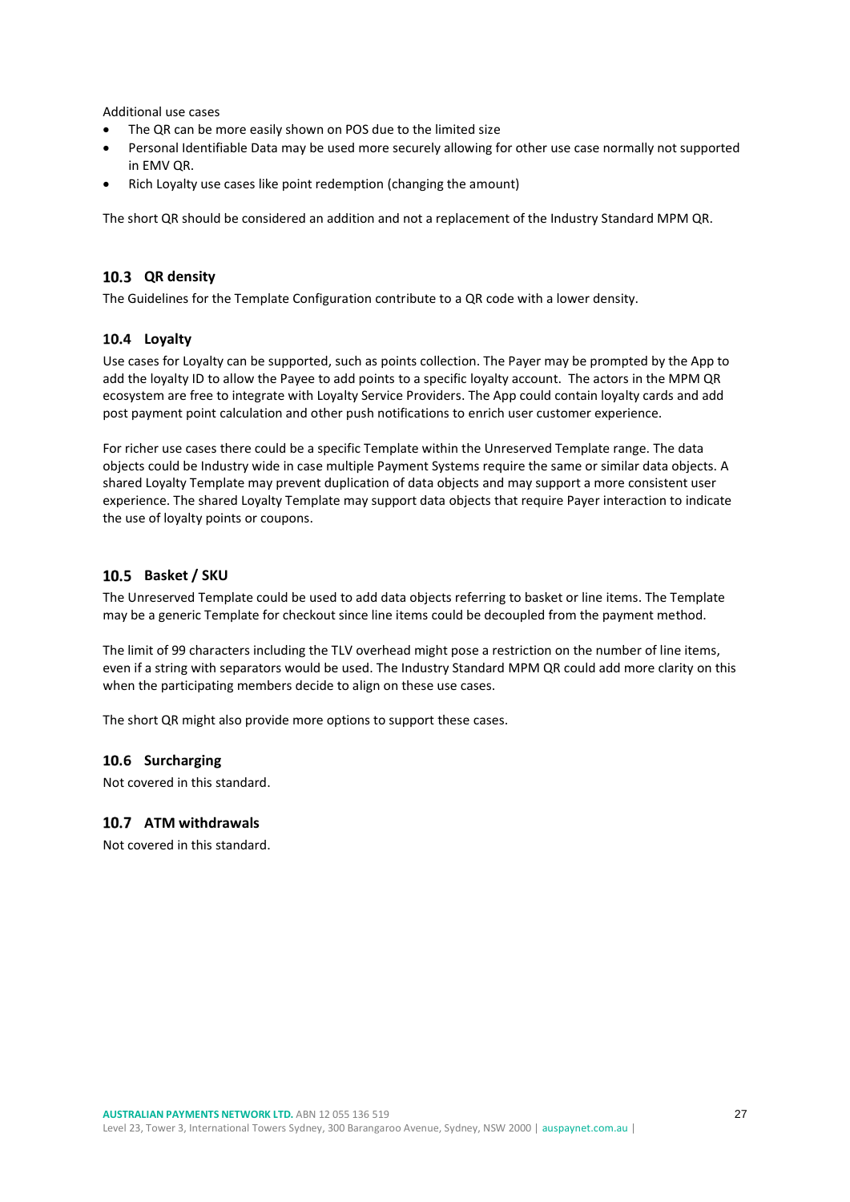Additional use cases

- The QR can be more easily shown on POS due to the limited size
- Personal Identifiable Data may be used more securely allowing for other use case normally not supported in EMV QR.
- Rich Loyalty use cases like point redemption (changing the amount)

The short QR should be considered an addition and not a replacement of the Industry Standard MPM QR.

### 10.3 QR density

The Guidelines for the Template Configuration contribute to a QR code with a lower density.

### 10.4 Loyalty

Use cases for Loyalty can be supported, such as points collection. The Payer may be prompted by the App to add the loyalty ID to allow the Payee to add points to a specific loyalty account. The actors in the MPM QR ecosystem are free to integrate with Loyalty Service Providers. The App could contain loyalty cards and add post payment point calculation and other push notifications to enrich user customer experience.

For richer use cases there could be a specific Template within the Unreserved Template range. The data objects could be Industry wide in case multiple Payment Systems require the same or similar data objects. A shared Loyalty Template may prevent duplication of data objects and may support a more consistent user experience. The shared Loyalty Template may support data objects that require Payer interaction to indicate the use of loyalty points or coupons.

### 10.5 Basket / SKU

The Unreserved Template could be used to add data objects referring to basket or line items. The Template may be a generic Template for checkout since line items could be decoupled from the payment method.

The limit of 99 characters including the TLV overhead might pose a restriction on the number of line items, even if a string with separators would be used. The Industry Standard MPM QR could add more clarity on this when the participating members decide to align on these use cases.

The short QR might also provide more options to support these cases.

### 10.6 Surcharging

Not covered in this standard.

### 10.7 ATM withdrawals

Not covered in this standard.